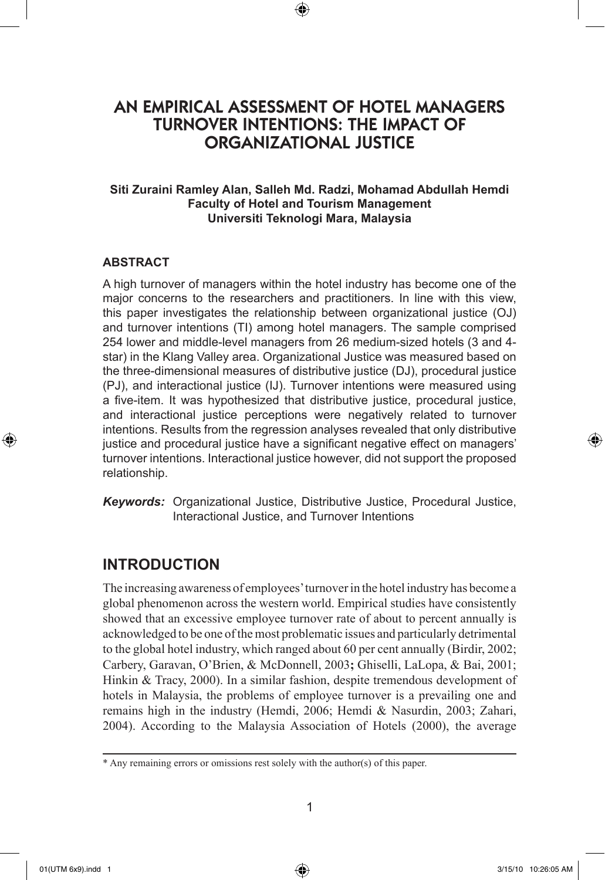# AN EMPIRICAL ASSESSMENT OF HOTEL MANAGERS TURNOVER INTENTIONS: THE IMPACT OF ORGANIZATIONAL JUSTICE

**Siti Zuraini Ramley Alan, Salleh Md. Radzi, Mohamad Abdullah Hemdi**
**Faculty of Hotel and Tourism Management**
**Universiti Teknologi Mara, Malaysia**

### ABSTRACT

A high turnover of managers within the hotel industry has become one of the major concerns to the researchers and practitioners. In line with this view, this paper investigates the relationship between organizational justice (OJ) and turnover intentions (TI) among hotel managers. The sample comprised 254 lower and middle-level managers from 26 medium-sized hotels (3 and 4-star) in the Klang Valley area. Organizational Justice was measured based on the three-dimensional measures of distributive justice (DJ), procedural justice (PJ), and interactional justice (IJ). Turnover intentions were measured using a five-item. It was hypothesized that distributive justice, procedural justice, and interactional justice perceptions were negatively related to turnover intentions. Results from the regression analyses revealed that only distributive justice and procedural justice have a significant negative effect on managers' turnover intentions. Interactional justice however, did not support the proposed relationship.

***Keywords:*** Organizational Justice, Distributive Justice, Procedural Justice, Interactional Justice, and Turnover Intentions

## INTRODUCTION

The increasing awareness of employees' turnover in the hotel industry has become a global phenomenon across the western world. Empirical studies have consistently showed that an excessive employee turnover rate of about to percent annually is acknowledged to be one of the most problematic issues and particularly detrimental to the global hotel industry, which ranged about 60 per cent annually (Birdir, 2002; Carbery, Garavan, O'Brien, & McDonnell, 2003**;** Ghiselli, LaLopa, & Bai, 2001; Hinkin & Tracy, 2000). In a similar fashion, despite tremendous development of hotels in Malaysia, the problems of employee turnover is a prevailing one and remains high in the industry (Hemdi, 2006; Hemdi & Nasurdin, 2003; Zahari, 2004). According to the Malaysia Association of Hotels (2000), the average

---

\* Any remaining errors or omissions rest solely with the author(s) of this paper.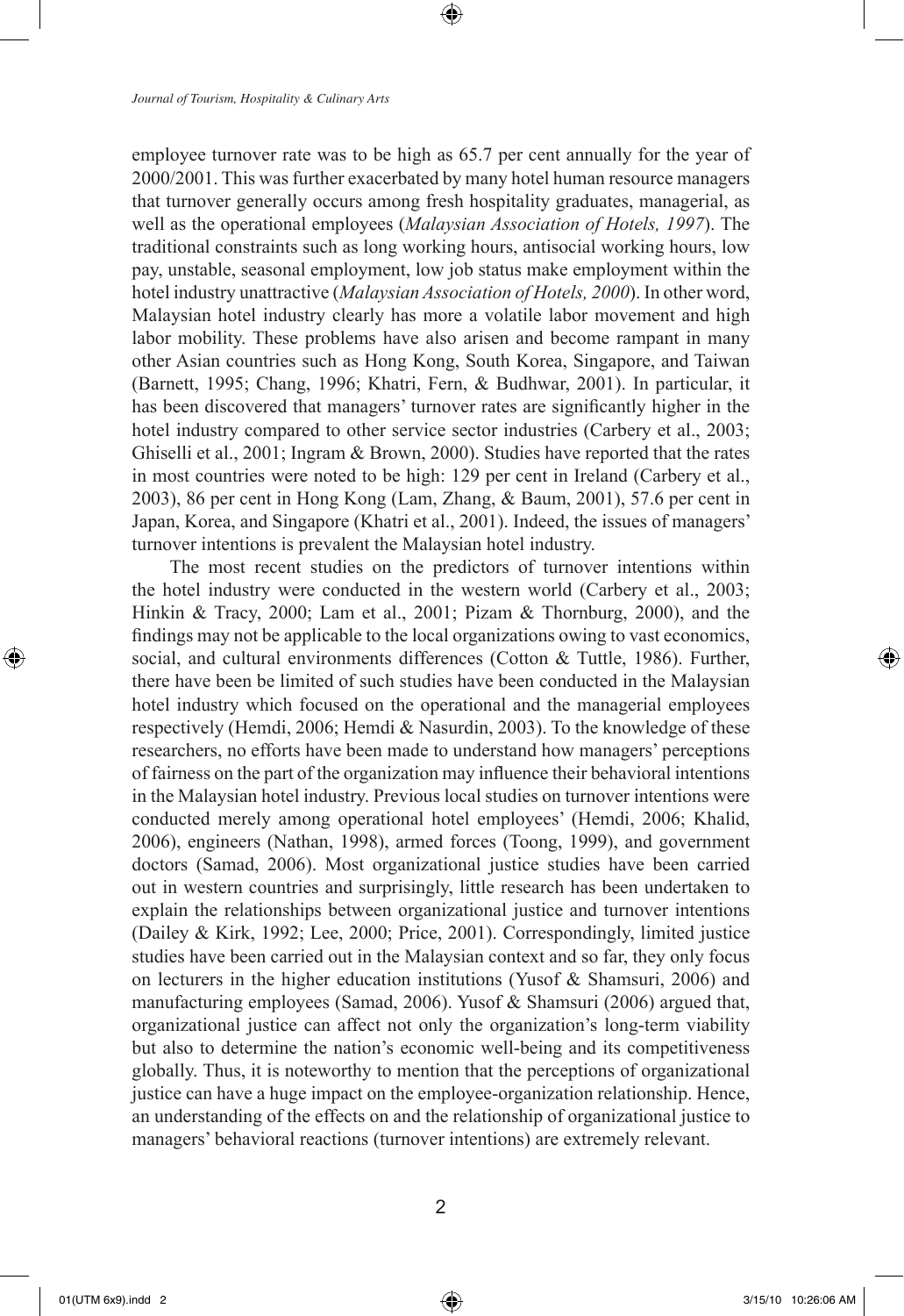employee turnover rate was to be high as 65.7 per cent annually for the year of 2000/2001. This was further exacerbated by many hotel human resource managers that turnover generally occurs among fresh hospitality graduates, managerial, as well as the operational employees (*Malaysian Association of Hotels, 1997*). The traditional constraints such as long working hours, antisocial working hours, low pay, unstable, seasonal employment, low job status make employment within the hotel industry unattractive (*Malaysian Association of Hotels, 2000*). In other word, Malaysian hotel industry clearly has more a volatile labor movement and high labor mobility. These problems have also arisen and become rampant in many other Asian countries such as Hong Kong, South Korea, Singapore, and Taiwan (Barnett, 1995; Chang, 1996; Khatri, Fern, & Budhwar, 2001). In particular, it has been discovered that managers' turnover rates are significantly higher in the hotel industry compared to other service sector industries (Carbery et al., 2003; Ghiselli et al., 2001; Ingram & Brown, 2000). Studies have reported that the rates in most countries were noted to be high: 129 per cent in Ireland (Carbery et al., 2003), 86 per cent in Hong Kong (Lam, Zhang, & Baum, 2001), 57.6 per cent in Japan, Korea, and Singapore (Khatri et al., 2001). Indeed, the issues of managers' turnover intentions is prevalent the Malaysian hotel industry.

The most recent studies on the predictors of turnover intentions within the hotel industry were conducted in the western world (Carbery et al., 2003; Hinkin & Tracy, 2000; Lam et al., 2001; Pizam & Thornburg, 2000), and the findings may not be applicable to the local organizations owing to vast economics, social, and cultural environments differences (Cotton & Tuttle, 1986). Further, there have been be limited of such studies have been conducted in the Malaysian hotel industry which focused on the operational and the managerial employees respectively (Hemdi, 2006; Hemdi & Nasurdin, 2003). To the knowledge of these researchers, no efforts have been made to understand how managers' perceptions of fairness on the part of the organization may influence their behavioral intentions in the Malaysian hotel industry. Previous local studies on turnover intentions were conducted merely among operational hotel employees' (Hemdi, 2006; Khalid, 2006), engineers (Nathan, 1998), armed forces (Toong, 1999), and government doctors (Samad, 2006). Most organizational justice studies have been carried out in western countries and surprisingly, little research has been undertaken to explain the relationships between organizational justice and turnover intentions (Dailey & Kirk, 1992; Lee, 2000; Price, 2001). Correspondingly, limited justice studies have been carried out in the Malaysian context and so far, they only focus on lecturers in the higher education institutions (Yusof & Shamsuri, 2006) and manufacturing employees (Samad, 2006). Yusof & Shamsuri (2006) argued that, organizational justice can affect not only the organization's long-term viability but also to determine the nation's economic well-being and its competitiveness globally. Thus, it is noteworthy to mention that the perceptions of organizational justice can have a huge impact on the employee-organization relationship. Hence, an understanding of the effects on and the relationship of organizational justice to managers' behavioral reactions (turnover intentions) are extremely relevant.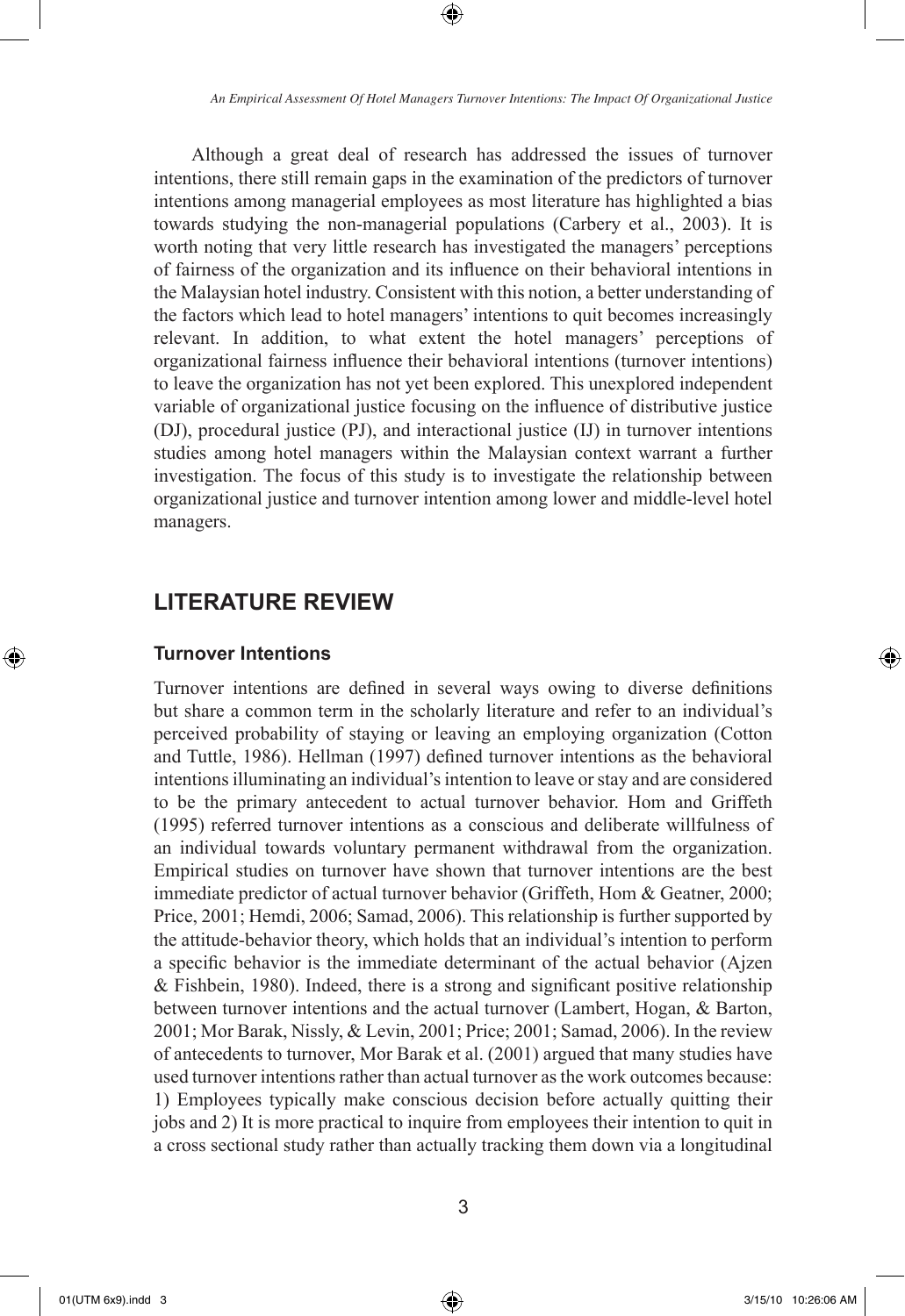Although a great deal of research has addressed the issues of turnover intentions, there still remain gaps in the examination of the predictors of turnover intentions among managerial employees as most literature has highlighted a bias towards studying the non-managerial populations (Carbery et al., 2003). It is worth noting that very little research has investigated the managers' perceptions of fairness of the organization and its influence on their behavioral intentions in the Malaysian hotel industry. Consistent with this notion, a better understanding of the factors which lead to hotel managers' intentions to quit becomes increasingly relevant. In addition, to what extent the hotel managers' perceptions of organizational fairness influence their behavioral intentions (turnover intentions) to leave the organization has not yet been explored. This unexplored independent variable of organizational justice focusing on the influence of distributive justice (DJ), procedural justice (PJ), and interactional justice (IJ) in turnover intentions studies among hotel managers within the Malaysian context warrant a further investigation. The focus of this study is to investigate the relationship between organizational justice and turnover intention among lower and middle-level hotel managers.

## LITERATURE REVIEW

### Turnover Intentions

Turnover intentions are defined in several ways owing to diverse definitions but share a common term in the scholarly literature and refer to an individual's perceived probability of staying or leaving an employing organization (Cotton and Tuttle, 1986). Hellman (1997) defined turnover intentions as the behavioral intentions illuminating an individual's intention to leave or stay and are considered to be the primary antecedent to actual turnover behavior. Hom and Griffeth (1995) referred turnover intentions as a conscious and deliberate willfulness of an individual towards voluntary permanent withdrawal from the organization. Empirical studies on turnover have shown that turnover intentions are the best immediate predictor of actual turnover behavior (Griffeth, Hom & Geatner, 2000; Price, 2001; Hemdi, 2006; Samad, 2006). This relationship is further supported by the attitude-behavior theory, which holds that an individual's intention to perform a specific behavior is the immediate determinant of the actual behavior (Ajzen & Fishbein, 1980). Indeed, there is a strong and significant positive relationship between turnover intentions and the actual turnover (Lambert, Hogan, & Barton, 2001; Mor Barak, Nissly, & Levin, 2001; Price; 2001; Samad, 2006). In the review of antecedents to turnover, Mor Barak et al. (2001) argued that many studies have used turnover intentions rather than actual turnover as the work outcomes because: 1) Employees typically make conscious decision before actually quitting their jobs and 2) It is more practical to inquire from employees their intention to quit in a cross sectional study rather than actually tracking them down via a longitudinal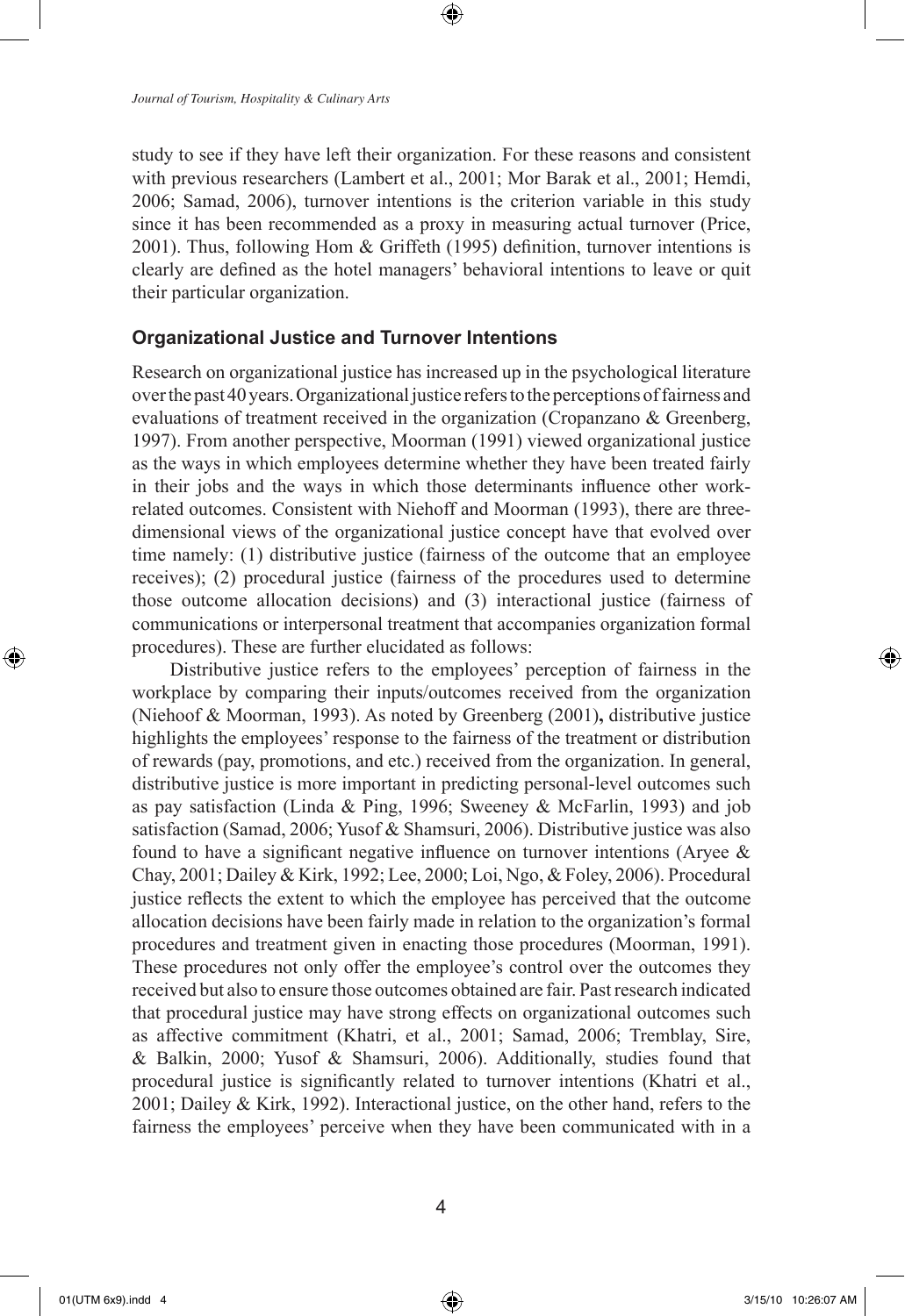study to see if they have left their organization. For these reasons and consistent with previous researchers (Lambert et al., 2001; Mor Barak et al., 2001; Hemdi, 2006; Samad, 2006), turnover intentions is the criterion variable in this study since it has been recommended as a proxy in measuring actual turnover (Price, 2001). Thus, following Hom & Griffeth (1995) definition, turnover intentions is clearly are defined as the hotel managers' behavioral intentions to leave or quit their particular organization.

### Organizational Justice and Turnover Intentions

Research on organizational justice has increased up in the psychological literature over the past 40 years. Organizational justice refers to the perceptions of fairness and evaluations of treatment received in the organization (Cropanzano & Greenberg, 1997). From another perspective, Moorman (1991) viewed organizational justice as the ways in which employees determine whether they have been treated fairly in their jobs and the ways in which those determinants influence other work-related outcomes. Consistent with Niehoff and Moorman (1993), there are three-dimensional views of the organizational justice concept have that evolved over time namely: (1) distributive justice (fairness of the outcome that an employee receives); (2) procedural justice (fairness of the procedures used to determine those outcome allocation decisions) and (3) interactional justice (fairness of communications or interpersonal treatment that accompanies organization formal procedures). These are further elucidated as follows:

Distributive justice refers to the employees' perception of fairness in the workplace by comparing their inputs/outcomes received from the organization (Niehoof & Moorman, 1993). As noted by Greenberg (2001)**,** distributive justice highlights the employees' response to the fairness of the treatment or distribution of rewards (pay, promotions, and etc.) received from the organization. In general, distributive justice is more important in predicting personal-level outcomes such as pay satisfaction (Linda & Ping, 1996; Sweeney & McFarlin, 1993) and job satisfaction (Samad, 2006; Yusof & Shamsuri, 2006). Distributive justice was also found to have a significant negative influence on turnover intentions (Aryee & Chay, 2001; Dailey & Kirk, 1992; Lee, 2000; Loi, Ngo, & Foley, 2006). Procedural justice reflects the extent to which the employee has perceived that the outcome allocation decisions have been fairly made in relation to the organization's formal procedures and treatment given in enacting those procedures (Moorman, 1991). These procedures not only offer the employee's control over the outcomes they received but also to ensure those outcomes obtained are fair. Past research indicated that procedural justice may have strong effects on organizational outcomes such as affective commitment (Khatri, et al., 2001; Samad, 2006; Tremblay, Sire, & Balkin, 2000; Yusof & Shamsuri, 2006). Additionally, studies found that procedural justice is significantly related to turnover intentions (Khatri et al., 2001; Dailey & Kirk, 1992). Interactional justice, on the other hand, refers to the fairness the employees' perceive when they have been communicated with in a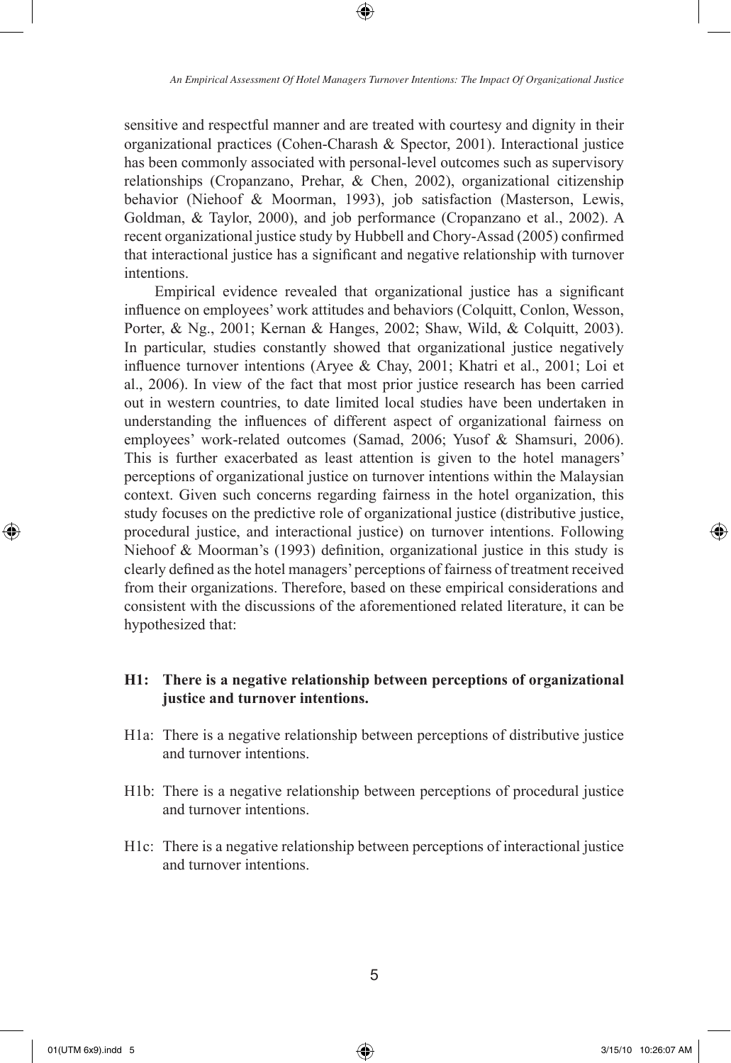sensitive and respectful manner and are treated with courtesy and dignity in their organizational practices (Cohen-Charash & Spector, 2001). Interactional justice has been commonly associated with personal-level outcomes such as supervisory relationships (Cropanzano, Prehar, & Chen, 2002), organizational citizenship behavior (Niehoof & Moorman, 1993), job satisfaction (Masterson, Lewis, Goldman, & Taylor, 2000), and job performance (Cropanzano et al., 2002). A recent organizational justice study by Hubbell and Chory-Assad (2005) confirmed that interactional justice has a significant and negative relationship with turnover intentions.

Empirical evidence revealed that organizational justice has a significant influence on employees' work attitudes and behaviors (Colquitt, Conlon, Wesson, Porter, & Ng., 2001; Kernan & Hanges, 2002; Shaw, Wild, & Colquitt, 2003). In particular, studies constantly showed that organizational justice negatively influence turnover intentions (Aryee & Chay, 2001; Khatri et al., 2001; Loi et al., 2006). In view of the fact that most prior justice research has been carried out in western countries, to date limited local studies have been undertaken in understanding the influences of different aspect of organizational fairness on employees' work-related outcomes (Samad, 2006; Yusof & Shamsuri, 2006). This is further exacerbated as least attention is given to the hotel managers' perceptions of organizational justice on turnover intentions within the Malaysian context. Given such concerns regarding fairness in the hotel organization, this study focuses on the predictive role of organizational justice (distributive justice, procedural justice, and interactional justice) on turnover intentions. Following Niehoof & Moorman's (1993) definition, organizational justice in this study is clearly defined as the hotel managers' perceptions of fairness of treatment received from their organizations. Therefore, based on these empirical considerations and consistent with the discussions of the aforementioned related literature, it can be hypothesized that:

**H1: There is a negative relationship between perceptions of organizational justice and turnover intentions.**

H1a: There is a negative relationship between perceptions of distributive justice and turnover intentions.

H1b: There is a negative relationship between perceptions of procedural justice and turnover intentions.

H1c: There is a negative relationship between perceptions of interactional justice and turnover intentions.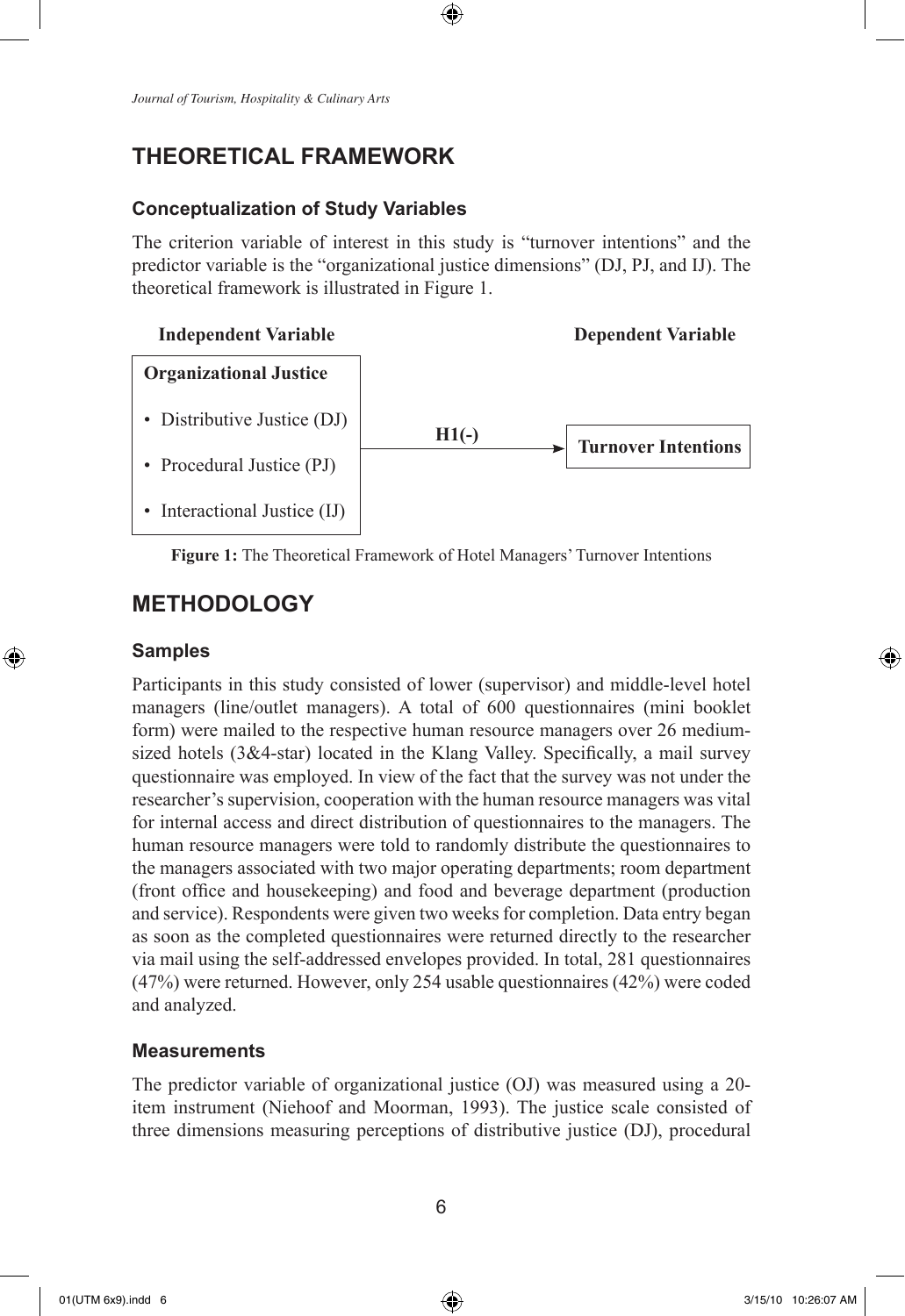## THEORETICAL FRAMEWORK

### Conceptualization of Study Variables

The criterion variable of interest in this study is "turnover intentions" and the predictor variable is the "organizational justice dimensions" (DJ, PJ, and IJ). The theoretical framework is illustrated in Figure 1.

| Independent Variable | | Dependent Variable |
|---|---|---|
| **Organizational Justice**<br>• Distributive Justice (DJ)<br>• Procedural Justice (PJ)<br>• Interactional Justice (IJ) | **H1(-)** → | **Turnover Intentions** |

**Figure 1:** The Theoretical Framework of Hotel Managers' Turnover Intentions

## METHODOLOGY

### Samples

Participants in this study consisted of lower (supervisor) and middle-level hotel managers (line/outlet managers). A total of 600 questionnaires (mini booklet form) were mailed to the respective human resource managers over 26 medium-sized hotels (3&4-star) located in the Klang Valley. Specifically, a mail survey questionnaire was employed. In view of the fact that the survey was not under the researcher's supervision, cooperation with the human resource managers was vital for internal access and direct distribution of questionnaires to the managers. The human resource managers were told to randomly distribute the questionnaires to the managers associated with two major operating departments; room department (front office and housekeeping) and food and beverage department (production and service). Respondents were given two weeks for completion. Data entry began as soon as the completed questionnaires were returned directly to the researcher via mail using the self-addressed envelopes provided. In total, 281 questionnaires (47%) were returned. However, only 254 usable questionnaires (42%) were coded and analyzed.

### Measurements

The predictor variable of organizational justice (OJ) was measured using a 20-item instrument (Niehoof and Moorman, 1993). The justice scale consisted of three dimensions measuring perceptions of distributive justice (DJ), procedural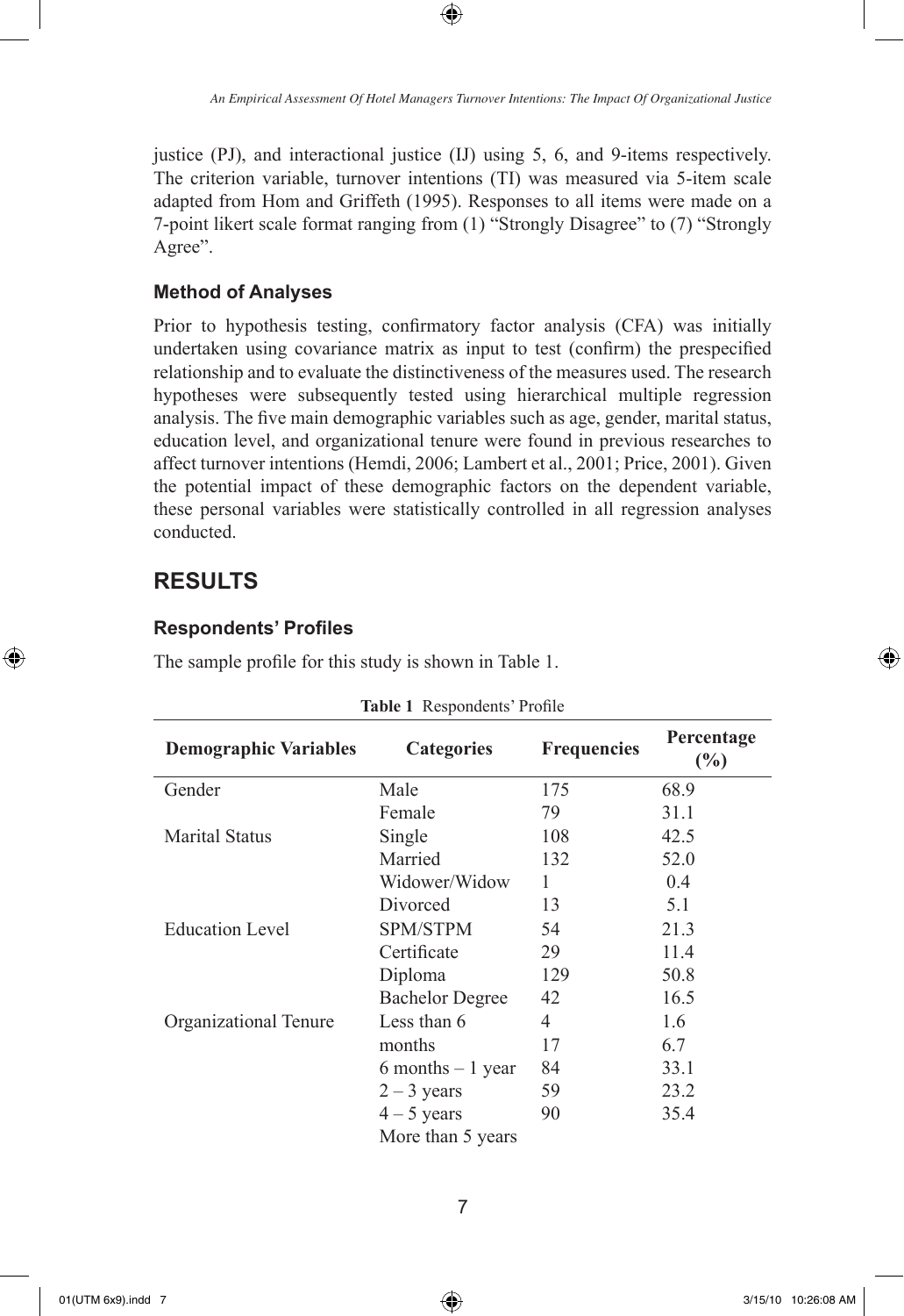justice (PJ), and interactional justice (IJ) using 5, 6, and 9-items respectively. The criterion variable, turnover intentions (TI) was measured via 5-item scale adapted from Hom and Griffeth (1995). Responses to all items were made on a 7-point likert scale format ranging from (1) "Strongly Disagree" to (7) "Strongly Agree".

### Method of Analyses

Prior to hypothesis testing, confirmatory factor analysis (CFA) was initially undertaken using covariance matrix as input to test (confirm) the prespecified relationship and to evaluate the distinctiveness of the measures used. The research hypotheses were subsequently tested using hierarchical multiple regression analysis. The five main demographic variables such as age, gender, marital status, education level, and organizational tenure were found in previous researches to affect turnover intentions (Hemdi, 2006; Lambert et al., 2001; Price, 2001). Given the potential impact of these demographic factors on the dependent variable, these personal variables were statistically controlled in all regression analyses conducted.

## RESULTS

### Respondents' Profiles

The sample profile for this study is shown in Table 1.

**Table 1** Respondents' Profile

| Demographic Variables | Categories | Frequencies | Percentage (%) |
|---|---|---|---|
| Gender | Male | 175 | 68.9 |
| | Female | 79 | 31.1 |
| Marital Status | Single | 108 | 42.5 |
| | Married | 132 | 52.0 |
| | Widower/Widow | 1 | 0.4 |
| | Divorced | 13 | 5.1 |
| Education Level | SPM/STPM | 54 | 21.3 |
| | Certificate | 29 | 11.4 |
| | Diploma | 129 | 50.8 |
| | Bachelor Degree | 42 | 16.5 |
| Organizational Tenure | Less than 6 months | 4 | 1.6 |
| | 6 months – 1 year | 17 | 6.7 |
| | 2 – 3 years | 84 | 33.1 |
| | 4 – 5 years | 59 | 23.2 |
| | More than 5 years | 90 | 35.4 |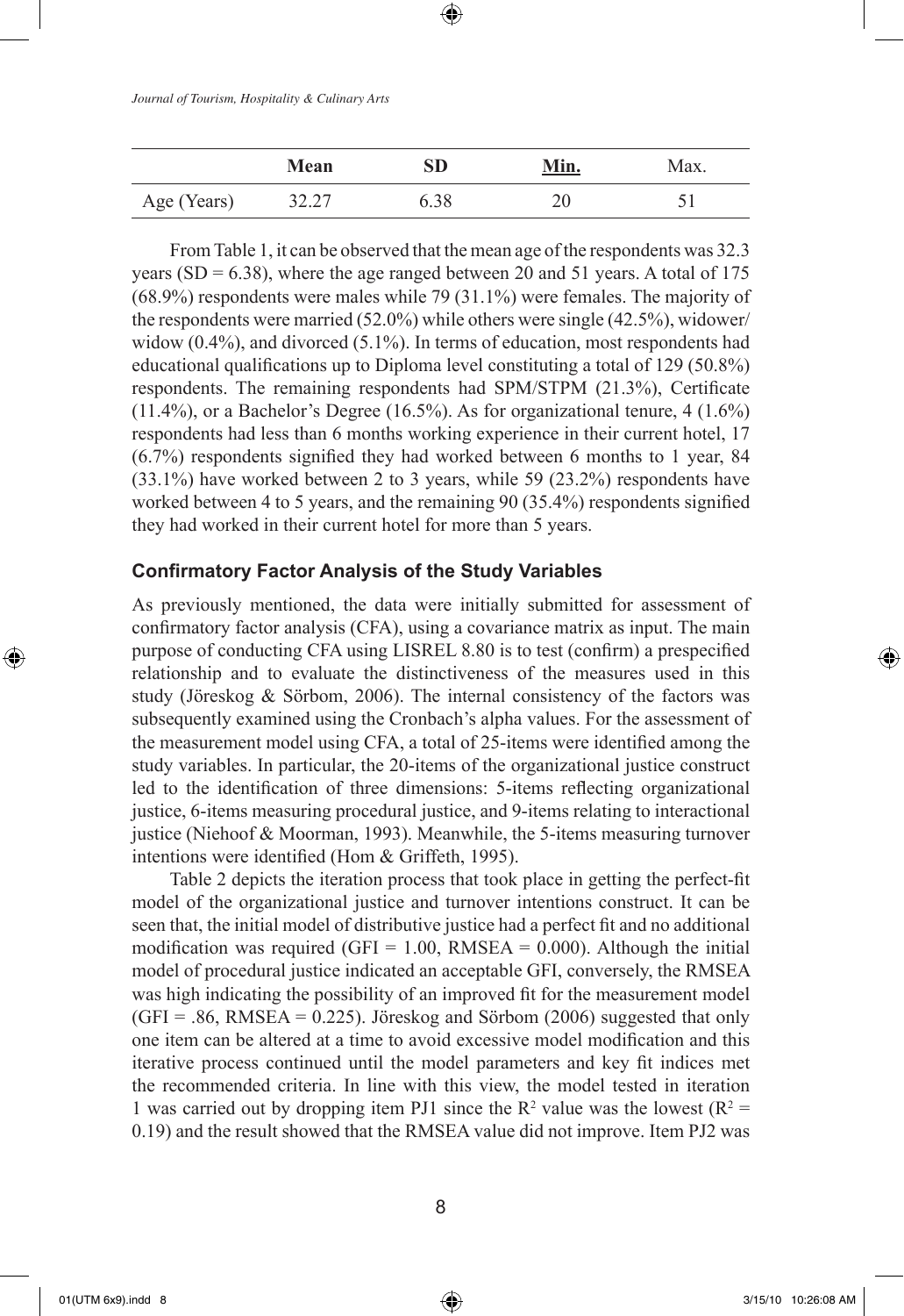| | Mean | SD | Min. | Max. |
|---|---|---|---|---|
| Age (Years) | 32.27 | 6.38 | 20 | 51 |

From Table 1, it can be observed that the mean age of the respondents was 32.3 years (SD = 6.38), where the age ranged between 20 and 51 years. A total of 175 (68.9%) respondents were males while 79 (31.1%) were females. The majority of the respondents were married (52.0%) while others were single (42.5%), widower/widow (0.4%), and divorced (5.1%). In terms of education, most respondents had educational qualifications up to Diploma level constituting a total of 129 (50.8%) respondents. The remaining respondents had SPM/STPM (21.3%), Certificate (11.4%), or a Bachelor's Degree (16.5%). As for organizational tenure, 4 (1.6%) respondents had less than 6 months working experience in their current hotel, 17 (6.7%) respondents signified they had worked between 6 months to 1 year, 84 (33.1%) have worked between 2 to 3 years, while 59 (23.2%) respondents have worked between 4 to 5 years, and the remaining 90 (35.4%) respondents signified they had worked in their current hotel for more than 5 years.

### Confirmatory Factor Analysis of the Study Variables

As previously mentioned, the data were initially submitted for assessment of confirmatory factor analysis (CFA), using a covariance matrix as input. The main purpose of conducting CFA using LISREL 8.80 is to test (confirm) a prespecified relationship and to evaluate the distinctiveness of the measures used in this study (Jöreskog & Sörbom, 2006). The internal consistency of the factors was subsequently examined using the Cronbach's alpha values. For the assessment of the measurement model using CFA, a total of 25-items were identified among the study variables. In particular, the 20-items of the organizational justice construct led to the identification of three dimensions: 5-items reflecting organizational justice, 6-items measuring procedural justice, and 9-items relating to interactional justice (Niehoof & Moorman, 1993). Meanwhile, the 5-items measuring turnover intentions were identified (Hom & Griffeth, 1995).

Table 2 depicts the iteration process that took place in getting the perfect-fit model of the organizational justice and turnover intentions construct. It can be seen that, the initial model of distributive justice had a perfect fit and no additional modification was required (GFI = 1.00, RMSEA = 0.000). Although the initial model of procedural justice indicated an acceptable GFI, conversely, the RMSEA was high indicating the possibility of an improved fit for the measurement model (GFI = .86, RMSEA = 0.225). Jöreskog and Sörbom (2006) suggested that only one item can be altered at a time to avoid excessive model modification and this iterative process continued until the model parameters and key fit indices met the recommended criteria. In line with this view, the model tested in iteration 1 was carried out by dropping item PJ1 since the $R^2$ value was the lowest ($R^2$ = 0.19) and the result showed that the RMSEA value did not improve. Item PJ2 was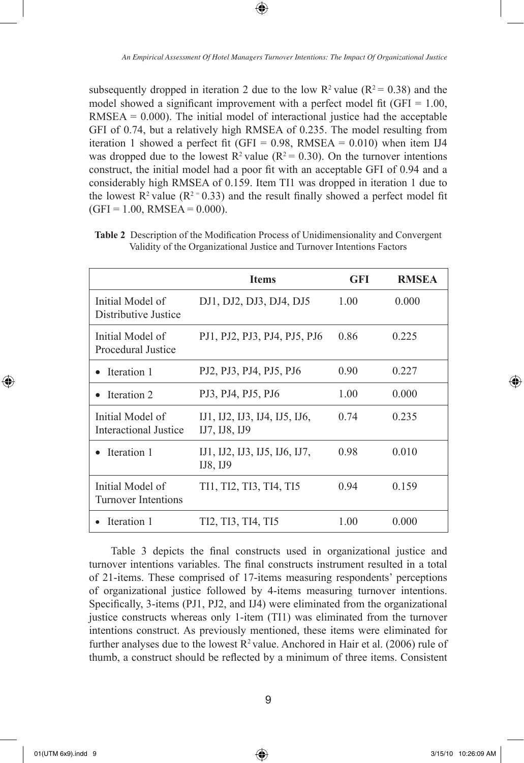subsequently dropped in iteration 2 due to the low $R^2$ value ($R^2 = 0.38$) and the model showed a significant improvement with a perfect model fit (GFI = 1.00, RMSEA = 0.000). The initial model of interactional justice had the acceptable GFI of 0.74, but a relatively high RMSEA of 0.235. The model resulting from iteration 1 showed a perfect fit (GFI = 0.98, RMSEA = 0.010) when item IJ4 was dropped due to the lowest $R^2$ value ($R^2 = 0.30$). On the turnover intentions construct, the initial model had a poor fit with an acceptable GFI of 0.94 and a considerably high RMSEA of 0.159. Item TI1 was dropped in iteration 1 due to the lowest $R^2$ value ($R^2 = 0.33$) and the result finally showed a perfect model fit (GFI = 1.00, RMSEA = 0.000).

**Table 2** Description of the Modification Process of Unidimensionality and Convergent Validity of the Organizational Justice and Turnover Intentions Factors

| | Items | GFI | RMSEA |
|---|---|---|---|
| Initial Model of Distributive Justice | DJ1, DJ2, DJ3, DJ4, DJ5 | 1.00 | 0.000 |
| Initial Model of Procedural Justice | PJ1, PJ2, PJ3, PJ4, PJ5, PJ6 | 0.86 | 0.225 |
| • Iteration 1 | PJ2, PJ3, PJ4, PJ5, PJ6 | 0.90 | 0.227 |
| • Iteration 2 | PJ3, PJ4, PJ5, PJ6 | 1.00 | 0.000 |
| Initial Model of Interactional Justice | IJ1, IJ2, IJ3, IJ4, IJ5, IJ6, IJ7, IJ8, IJ9 | 0.74 | 0.235 |
| • Iteration 1 | IJ1, IJ2, IJ3, IJ5, IJ6, IJ7, IJ8, IJ9 | 0.98 | 0.010 |
| Initial Model of Turnover Intentions | TI1, TI2, TI3, TI4, TI5 | 0.94 | 0.159 |
| • Iteration 1 | TI2, TI3, TI4, TI5 | 1.00 | 0.000 |

Table 3 depicts the final constructs used in organizational justice and turnover intentions variables. The final constructs instrument resulted in a total of 21-items. These comprised of 17-items measuring respondents' perceptions of organizational justice followed by 4-items measuring turnover intentions. Specifically, 3-items (PJ1, PJ2, and IJ4) were eliminated from the organizational justice constructs whereas only 1-item (TI1) was eliminated from the turnover intentions construct. As previously mentioned, these items were eliminated for further analyses due to the lowest $R^2$ value. Anchored in Hair et al. (2006) rule of thumb, a construct should be reflected by a minimum of three items. Consistent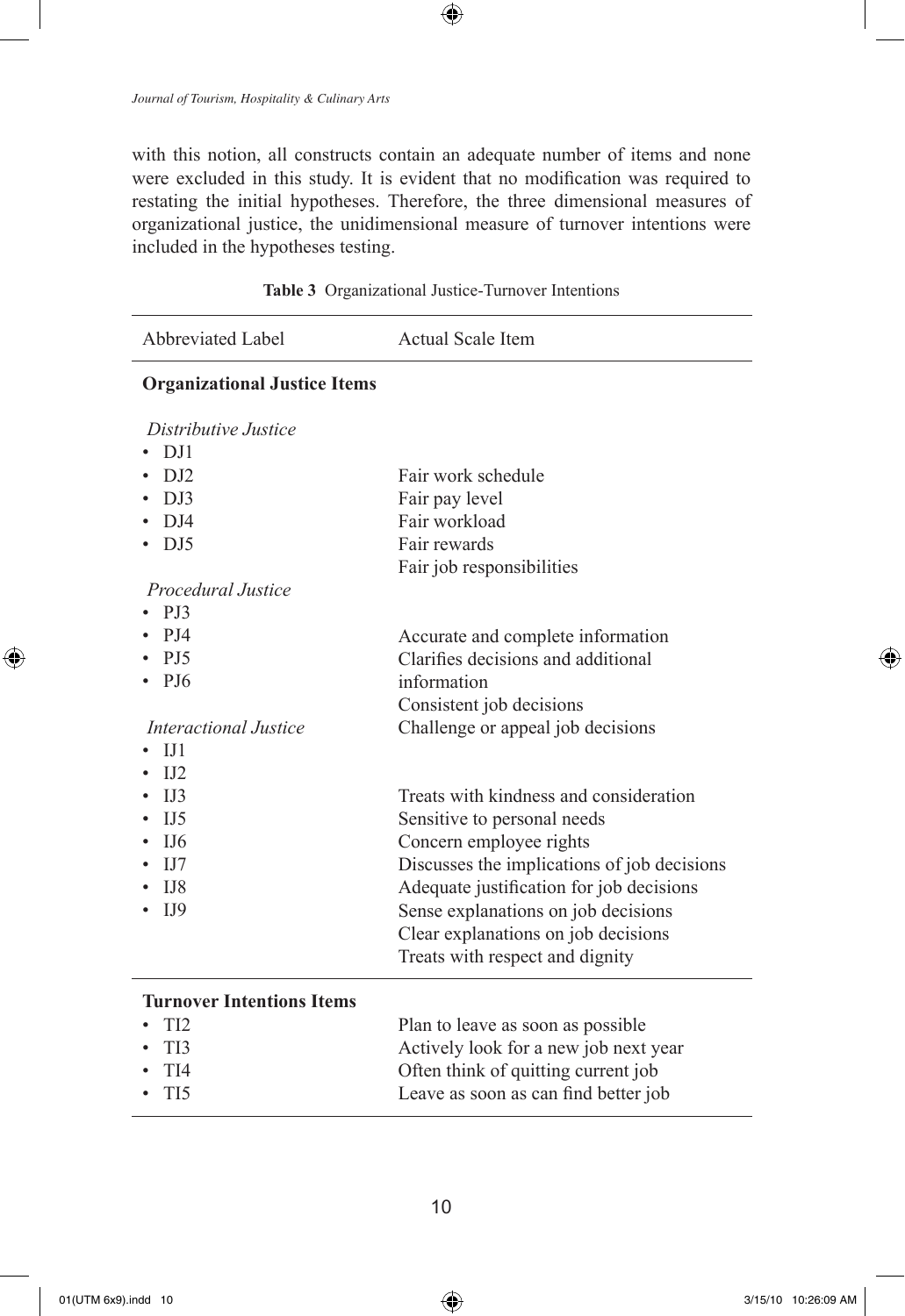with this notion, all constructs contain an adequate number of items and none were excluded in this study. It is evident that no modification was required to restating the initial hypotheses. Therefore, the three dimensional measures of organizational justice, the unidimensional measure of turnover intentions were included in the hypotheses testing.

**Table 3** Organizational Justice-Turnover Intentions

| Abbreviated Label | Actual Scale Item |
|---|---|
| **Organizational Justice Items** | |
| *Distributive Justice* | |
| • DJ1 | Fair work schedule |
| • DJ2 | Fair pay level |
| • DJ3 | Fair workload |
| • DJ4 | Fair rewards |
| • DJ5 | Fair job responsibilities |
| *Procedural Justice* | |
| • PJ3 | Accurate and complete information |
| • PJ4 | Clarifies decisions and additional information |
| • PJ5 | Consistent job decisions |
| • PJ6 | Challenge or appeal job decisions |
| *Interactional Justice* | |
| • IJ1 | Treats with kindness and consideration |
| • IJ2 | Sensitive to personal needs |
| • IJ3 | Concern employee rights |
| • IJ5 | Discusses the implications of job decisions |
| • IJ6 | Adequate justification for job decisions |
| • IJ7 | Sense explanations on job decisions |
| • IJ8 | Clear explanations on job decisions |
| • IJ9 | Treats with respect and dignity |
| **Turnover Intentions Items** | |
| • TI2 | Plan to leave as soon as possible |
| • TI3 | Actively look for a new job next year |
| • TI4 | Often think of quitting current job |
| • TI5 | Leave as soon as can find better job |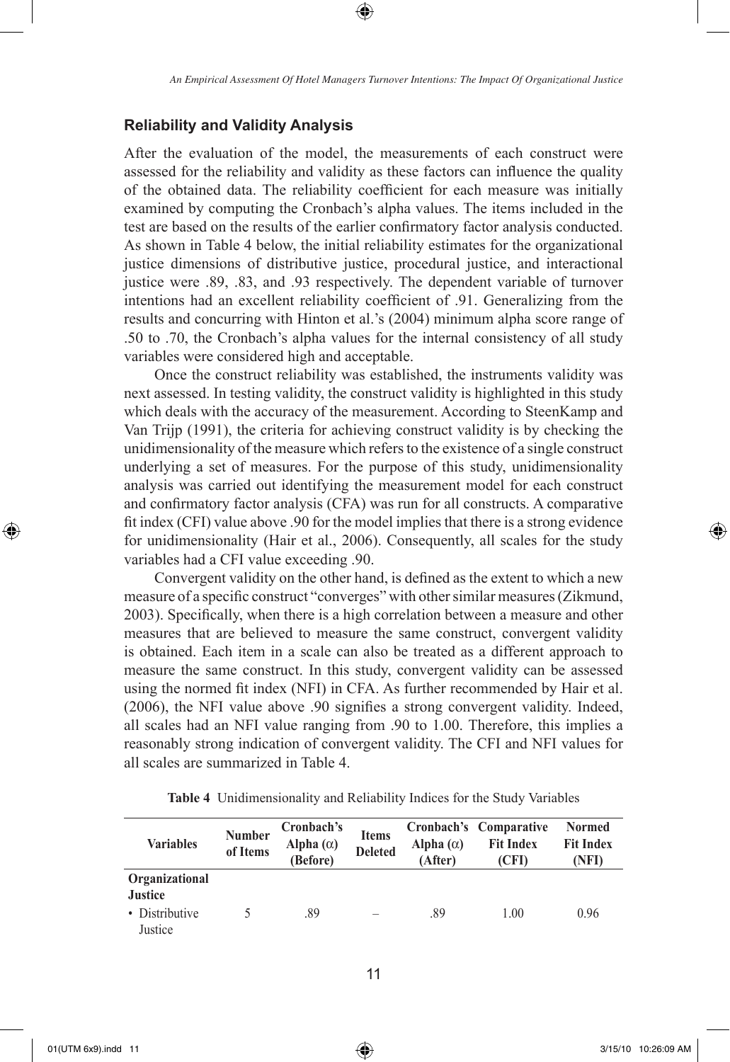## Reliability and Validity Analysis

After the evaluation of the model, the measurements of each construct were assessed for the reliability and validity as these factors can influence the quality of the obtained data. The reliability coefficient for each measure was initially examined by computing the Cronbach's alpha values. The items included in the test are based on the results of the earlier confirmatory factor analysis conducted. As shown in Table 4 below, the initial reliability estimates for the organizational justice dimensions of distributive justice, procedural justice, and interactional justice were .89, .83, and .93 respectively. The dependent variable of turnover intentions had an excellent reliability coefficient of .91. Generalizing from the results and concurring with Hinton et al.'s (2004) minimum alpha score range of .50 to .70, the Cronbach's alpha values for the internal consistency of all study variables were considered high and acceptable.

Once the construct reliability was established, the instruments validity was next assessed. In testing validity, the construct validity is highlighted in this study which deals with the accuracy of the measurement. According to SteenKamp and Van Trijp (1991), the criteria for achieving construct validity is by checking the unidimensionality of the measure which refers to the existence of a single construct underlying a set of measures. For the purpose of this study, unidimensionality analysis was carried out identifying the measurement model for each construct and confirmatory factor analysis (CFA) was run for all constructs. A comparative fit index (CFI) value above .90 for the model implies that there is a strong evidence for unidimensionality (Hair et al., 2006). Consequently, all scales for the study variables had a CFI value exceeding .90.

Convergent validity on the other hand, is defined as the extent to which a new measure of a specific construct "converges" with other similar measures (Zikmund, 2003). Specifically, when there is a high correlation between a measure and other measures that are believed to measure the same construct, convergent validity is obtained. Each item in a scale can also be treated as a different approach to measure the same construct. In this study, convergent validity can be assessed using the normed fit index (NFI) in CFA. As further recommended by Hair et al. (2006), the NFI value above .90 signifies a strong convergent validity. Indeed, all scales had an NFI value ranging from .90 to 1.00. Therefore, this implies a reasonably strong indication of convergent validity. The CFI and NFI values for all scales are summarized in Table 4.

**Table 4** Unidimensionality and Reliability Indices for the Study Variables

| Variables | Number of Items | Cronbach's Alpha (α) (Before) | Items Deleted | Cronbach's Alpha (α) (After) | Comparative Fit Index (CFI) | Normed Fit Index (NFI) |
|---|---|---|---|---|---|---|
| **Organizational Justice** | | | | | | |
| • Distributive Justice | 5 | .89 | – | .89 | 1.00 | 0.96 |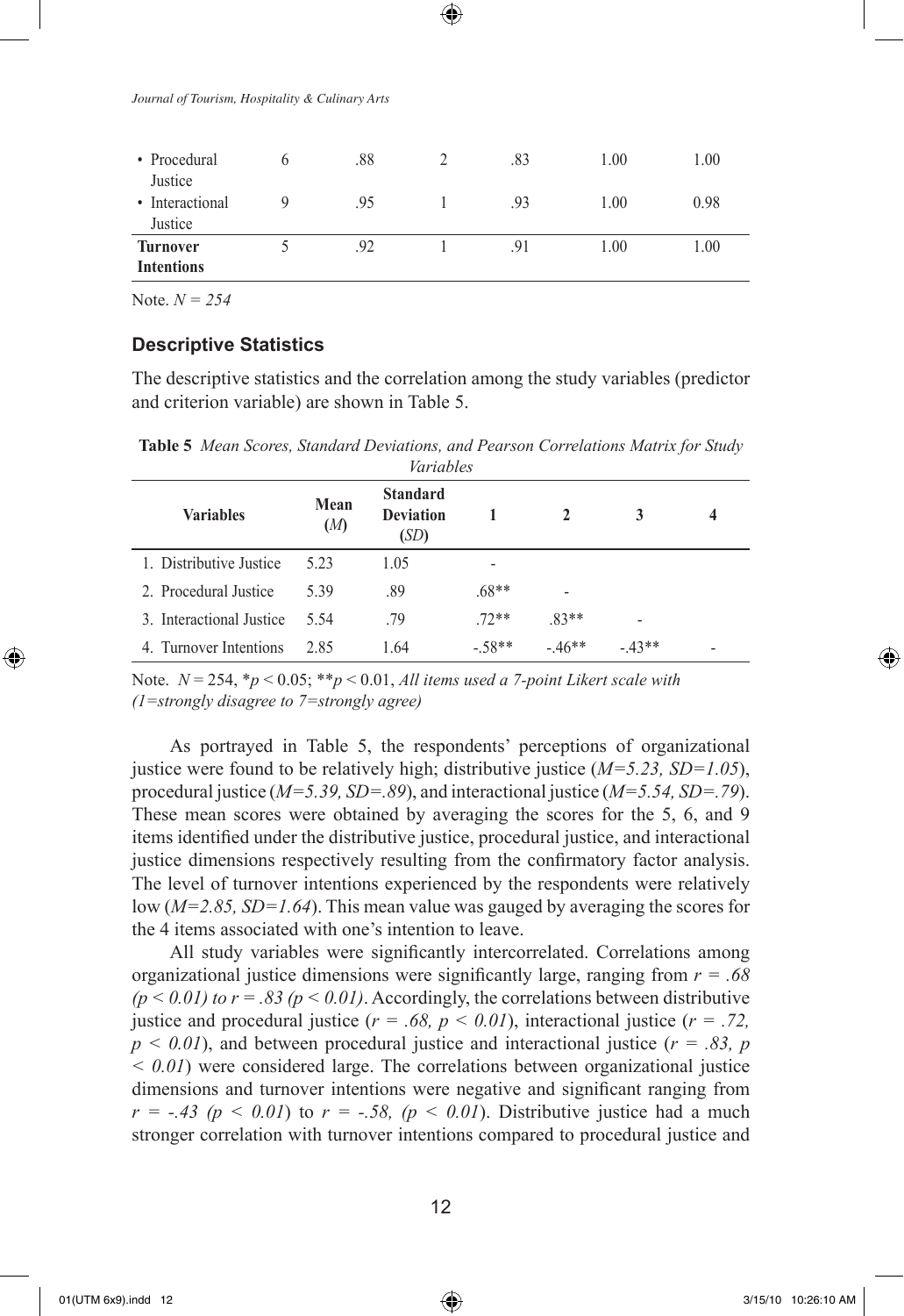| | | | | | | |
|---|---|---|---|---|---|---|
| • Procedural Justice | 6 | .88 | 2 | .83 | 1.00 | 1.00 |
| • Interactional Justice | 9 | .95 | 1 | .93 | 1.00 | 0.98 |
| **Turnover Intentions** | 5 | .92 | 1 | .91 | 1.00 | 1.00 |

Note. *N = 254*

### Descriptive Statistics

The descriptive statistics and the correlation among the study variables (predictor and criterion variable) are shown in Table 5.

**Table 5** *Mean Scores, Standard Deviations, and Pearson Correlations Matrix for Study Variables*

| Variables | Mean (*M*) | Standard Deviation (*SD*) | 1 | 2 | 3 | 4 |
|---|---|---|---|---|---|---|
| 1. Distributive Justice | 5.23 | 1.05 | - | | | |
| 2. Procedural Justice | 5.39 | .89 | .68** | - | | |
| 3. Interactional Justice | 5.54 | .79 | .72** | .83** | - | |
| 4. Turnover Intentions | 2.85 | 1.64 | -.58** | -.46** | -.43** | - |

Note. $N = 254$, $*p < 0.05$; $**p < 0.01$, *All items used a 7-point Likert scale with (1=strongly disagree to 7=strongly agree)*

As portrayed in Table 5, the respondents' perceptions of organizational justice were found to be relatively high; distributive justice (*M=5.23, SD=1.05*), procedural justice (*M=5.39, SD=.89*), and interactional justice (*M=5.54, SD=.79*). These mean scores were obtained by averaging the scores for the 5, 6, and 9 items identified under the distributive justice, procedural justice, and interactional justice dimensions respectively resulting from the confirmatory factor analysis. The level of turnover intentions experienced by the respondents were relatively low (*M=2.85, SD=1.64*). This mean value was gauged by averaging the scores for the 4 items associated with one's intention to leave.

All study variables were significantly intercorrelated. Correlations among organizational justice dimensions were significantly large, ranging from $r = .68$ $(p < 0.01)$ to $r = .83$ $(p < 0.01)$. Accordingly, the correlations between distributive justice and procedural justice ($r = .68$, $p < 0.01$), interactional justice ($r = .72$, $p < 0.01$), and between procedural justice and interactional justice ($r = .83$, $p < 0.01$) were considered large. The correlations between organizational justice dimensions and turnover intentions were negative and significant ranging from $r = -.43$ ($p < 0.01$) to $r = -.58$, ($p < 0.01$). Distributive justice had a much stronger correlation with turnover intentions compared to procedural justice and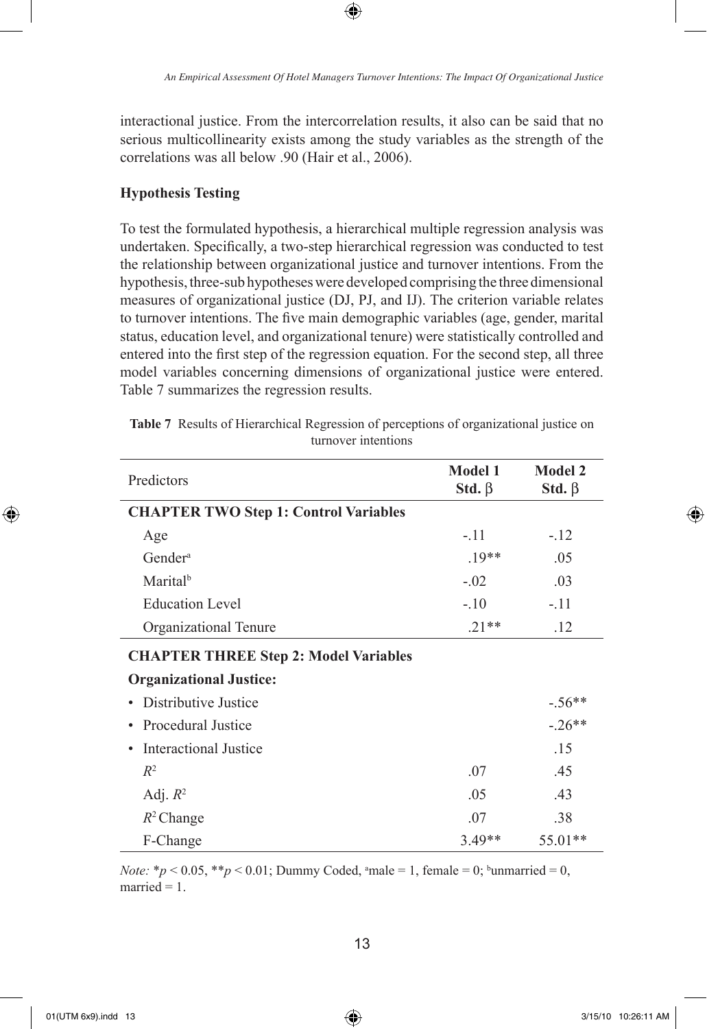interactional justice. From the intercorrelation results, it also can be said that no serious multicollinearity exists among the study variables as the strength of the correlations was all below .90 (Hair et al., 2006).

### Hypothesis Testing

To test the formulated hypothesis, a hierarchical multiple regression analysis was undertaken. Specifically, a two-step hierarchical regression was conducted to test the relationship between organizational justice and turnover intentions. From the hypothesis, three-sub hypotheses were developed comprising the three dimensional measures of organizational justice (DJ, PJ, and IJ). The criterion variable relates to turnover intentions. The five main demographic variables (age, gender, marital status, education level, and organizational tenure) were statistically controlled and entered into the first step of the regression equation. For the second step, all three model variables concerning dimensions of organizational justice were entered. Table 7 summarizes the regression results.

**Table 7** Results of Hierarchical Regression of perceptions of organizational justice on turnover intentions

| Predictors | Model 1 Std. β | Model 2 Std. β |
|---|---|---|
| **CHAPTER TWO Step 1: Control Variables** | | |
| Age | -.11 | -.12 |
| Gender[a] | .19** | .05 |
| Marital[b] | -.02 | .03 |
| Education Level | -.10 | -.11 |
| Organizational Tenure | .21** | .12 |
| **CHAPTER THREE Step 2: Model Variables** | | |
| **Organizational Justice:** | | |
| • Distributive Justice | | -.56** |
| • Procedural Justice | | -.26** |
| • Interactional Justice | | .15 |
| $R^2$ | .07 | .45 |
| Adj. $R^2$ | .05 | .43 |
| $R^2$ Change | .07 | .38 |
| F-Change | 3.49** | 55.01** |

*Note:* $*p < 0.05$, $**p < 0.01$; Dummy Coded, [a]male = 1, female = 0; [b]unmarried = 0, married = 1.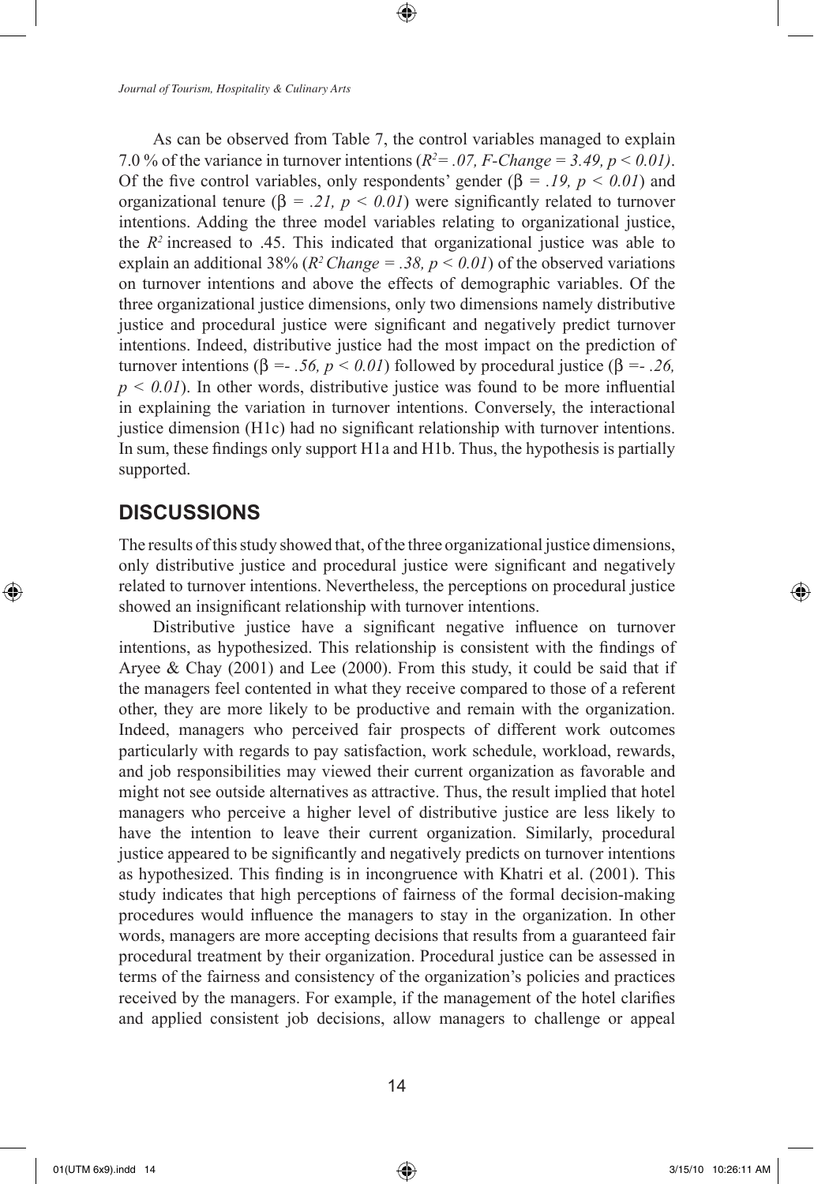As can be observed from Table 7, the control variables managed to explain 7.0 % of the variance in turnover intentions (*$R^2$ = .07, F-Change = 3.49, $p < 0.01$)*. Of the five control variables, only respondents' gender ($\beta$ = *.19, $p < 0.01$*) and organizational tenure ($\beta$ = *.21, $p < 0.01$*) were significantly related to turnover intentions. Adding the three model variables relating to organizational justice, the $R^2$ increased to .45. This indicated that organizational justice was able to explain an additional 38% (*$R^2$ Change = .38, $p < 0.01$*) of the observed variations on turnover intentions and above the effects of demographic variables. Of the three organizational justice dimensions, only two dimensions namely distributive justice and procedural justice were significant and negatively predict turnover intentions. Indeed, distributive justice had the most impact on the prediction of turnover intentions ($\beta$ =- *.56, $p < 0.01$*) followed by procedural justice ($\beta$ =- *.26, $p < 0.01$*). In other words, distributive justice was found to be more influential in explaining the variation in turnover intentions. Conversely, the interactional justice dimension (H1c) had no significant relationship with turnover intentions. In sum, these findings only support H1a and H1b. Thus, the hypothesis is partially supported.

## DISCUSSIONS

The results of this study showed that, of the three organizational justice dimensions, only distributive justice and procedural justice were significant and negatively related to turnover intentions. Nevertheless, the perceptions on procedural justice showed an insignificant relationship with turnover intentions.

Distributive justice have a significant negative influence on turnover intentions, as hypothesized. This relationship is consistent with the findings of Aryee & Chay (2001) and Lee (2000). From this study, it could be said that if the managers feel contented in what they receive compared to those of a referent other, they are more likely to be productive and remain with the organization. Indeed, managers who perceived fair prospects of different work outcomes particularly with regards to pay satisfaction, work schedule, workload, rewards, and job responsibilities may viewed their current organization as favorable and might not see outside alternatives as attractive. Thus, the result implied that hotel managers who perceive a higher level of distributive justice are less likely to have the intention to leave their current organization. Similarly, procedural justice appeared to be significantly and negatively predicts on turnover intentions as hypothesized. This finding is in incongruence with Khatri et al. (2001). This study indicates that high perceptions of fairness of the formal decision-making procedures would influence the managers to stay in the organization. In other words, managers are more accepting decisions that results from a guaranteed fair procedural treatment by their organization. Procedural justice can be assessed in terms of the fairness and consistency of the organization's policies and practices received by the managers. For example, if the management of the hotel clarifies and applied consistent job decisions, allow managers to challenge or appeal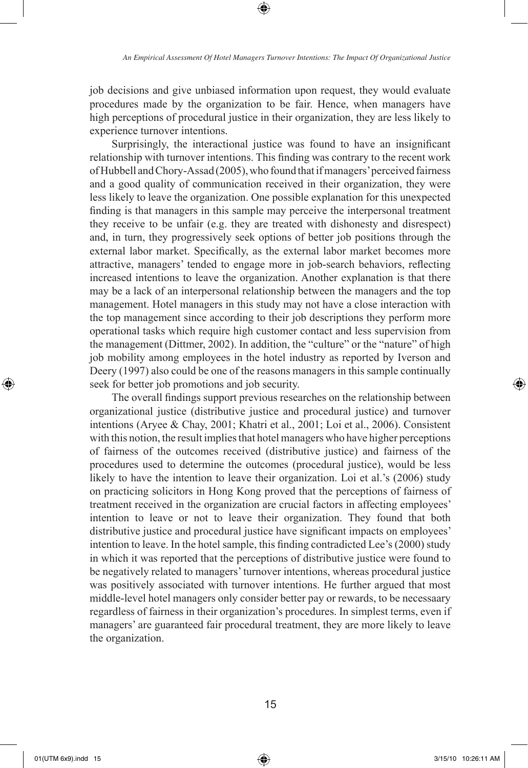job decisions and give unbiased information upon request, they would evaluate procedures made by the organization to be fair. Hence, when managers have high perceptions of procedural justice in their organization, they are less likely to experience turnover intentions.

Surprisingly, the interactional justice was found to have an insignificant relationship with turnover intentions. This finding was contrary to the recent work of Hubbell and Chory-Assad (2005), who found that if managers' perceived fairness and a good quality of communication received in their organization, they were less likely to leave the organization. One possible explanation for this unexpected finding is that managers in this sample may perceive the interpersonal treatment they receive to be unfair (e.g. they are treated with dishonesty and disrespect) and, in turn, they progressively seek options of better job positions through the external labor market. Specifically, as the external labor market becomes more attractive, managers' tended to engage more in job-search behaviors, reflecting increased intentions to leave the organization. Another explanation is that there may be a lack of an interpersonal relationship between the managers and the top management. Hotel managers in this study may not have a close interaction with the top management since according to their job descriptions they perform more operational tasks which require high customer contact and less supervision from the management (Dittmer, 2002). In addition, the "culture" or the "nature" of high job mobility among employees in the hotel industry as reported by Iverson and Deery (1997) also could be one of the reasons managers in this sample continually seek for better job promotions and job security.

The overall findings support previous researches on the relationship between organizational justice (distributive justice and procedural justice) and turnover intentions (Aryee & Chay, 2001; Khatri et al., 2001; Loi et al., 2006). Consistent with this notion, the result implies that hotel managers who have higher perceptions of fairness of the outcomes received (distributive justice) and fairness of the procedures used to determine the outcomes (procedural justice), would be less likely to have the intention to leave their organization. Loi et al.'s (2006) study on practicing solicitors in Hong Kong proved that the perceptions of fairness of treatment received in the organization are crucial factors in affecting employees' intention to leave or not to leave their organization. They found that both distributive justice and procedural justice have significant impacts on employees' intention to leave. In the hotel sample, this finding contradicted Lee's (2000) study in which it was reported that the perceptions of distributive justice were found to be negatively related to managers' turnover intentions, whereas procedural justice was positively associated with turnover intentions. He further argued that most middle-level hotel managers only consider better pay or rewards, to be necessaary regardless of fairness in their organization's procedures. In simplest terms, even if managers' are guaranteed fair procedural treatment, they are more likely to leave the organization.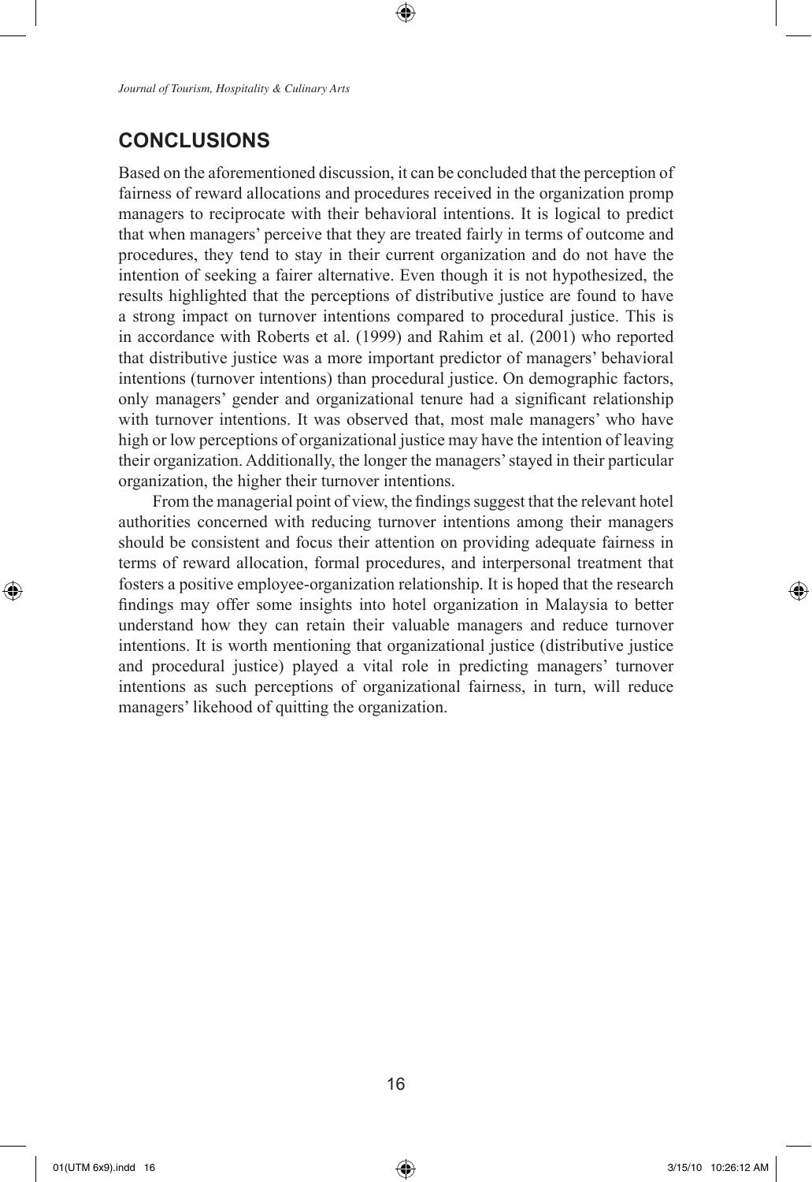## CONCLUSIONS

Based on the aforementioned discussion, it can be concluded that the perception of fairness of reward allocations and procedures received in the organization promp managers to reciprocate with their behavioral intentions. It is logical to predict that when managers' perceive that they are treated fairly in terms of outcome and procedures, they tend to stay in their current organization and do not have the intention of seeking a fairer alternative. Even though it is not hypothesized, the results highlighted that the perceptions of distributive justice are found to have a strong impact on turnover intentions compared to procedural justice. This is in accordance with Roberts et al. (1999) and Rahim et al. (2001) who reported that distributive justice was a more important predictor of managers' behavioral intentions (turnover intentions) than procedural justice. On demographic factors, only managers' gender and organizational tenure had a significant relationship with turnover intentions. It was observed that, most male managers' who have high or low perceptions of organizational justice may have the intention of leaving their organization. Additionally, the longer the managers' stayed in their particular organization, the higher their turnover intentions.

From the managerial point of view, the findings suggest that the relevant hotel authorities concerned with reducing turnover intentions among their managers should be consistent and focus their attention on providing adequate fairness in terms of reward allocation, formal procedures, and interpersonal treatment that fosters a positive employee-organization relationship. It is hoped that the research findings may offer some insights into hotel organization in Malaysia to better understand how they can retain their valuable managers and reduce turnover intentions. It is worth mentioning that organizational justice (distributive justice and procedural justice) played a vital role in predicting managers' turnover intentions as such perceptions of organizational fairness, in turn, will reduce managers' likehood of quitting the organization.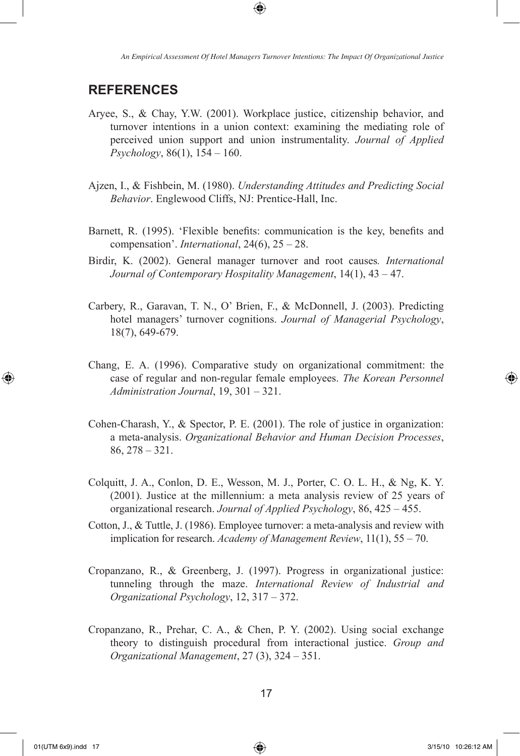## REFERENCES

Aryee, S., & Chay, Y.W. (2001). Workplace justice, citizenship behavior, and turnover intentions in a union context: examining the mediating role of perceived union support and union instrumentality. *Journal of Applied Psychology*, 86(1), 154 – 160.

Ajzen, I., & Fishbein, M. (1980). *Understanding Attitudes and Predicting Social Behavior*. Englewood Cliffs, NJ: Prentice-Hall, Inc.

Barnett, R. (1995). 'Flexible benefits: communication is the key, benefits and compensation'. *International*, 24(6), 25 – 28.

Birdir, K. (2002). General manager turnover and root causes*. International Journal of Contemporary Hospitality Management*, 14(1), 43 – 47.

Carbery, R., Garavan, T. N., O' Brien, F., & McDonnell, J. (2003). Predicting hotel managers' turnover cognitions. *Journal of Managerial Psychology*, 18(7), 649-679.

Chang, E. A. (1996). Comparative study on organizational commitment: the case of regular and non-regular female employees. *The Korean Personnel Administration Journal*, 19, 301 – 321.

Cohen-Charash, Y., & Spector, P. E. (2001). The role of justice in organization: a meta-analysis. *Organizational Behavior and Human Decision Processes*, 86, 278 – 321.

Colquitt, J. A., Conlon, D. E., Wesson, M. J., Porter, C. O. L. H., & Ng, K. Y. (2001). Justice at the millennium: a meta analysis review of 25 years of organizational research. *Journal of Applied Psychology*, 86, 425 – 455.

Cotton, J., & Tuttle, J. (1986). Employee turnover: a meta-analysis and review with implication for research. *Academy of Management Review*, 11(1), 55 – 70.

Cropanzano, R., & Greenberg, J. (1997). Progress in organizational justice: tunneling through the maze. *International Review of Industrial and Organizational Psychology*, 12, 317 – 372.

Cropanzano, R., Prehar, C. A., & Chen, P. Y. (2002). Using social exchange theory to distinguish procedural from interactional justice. *Group and Organizational Management*, 27 (3), 324 – 351.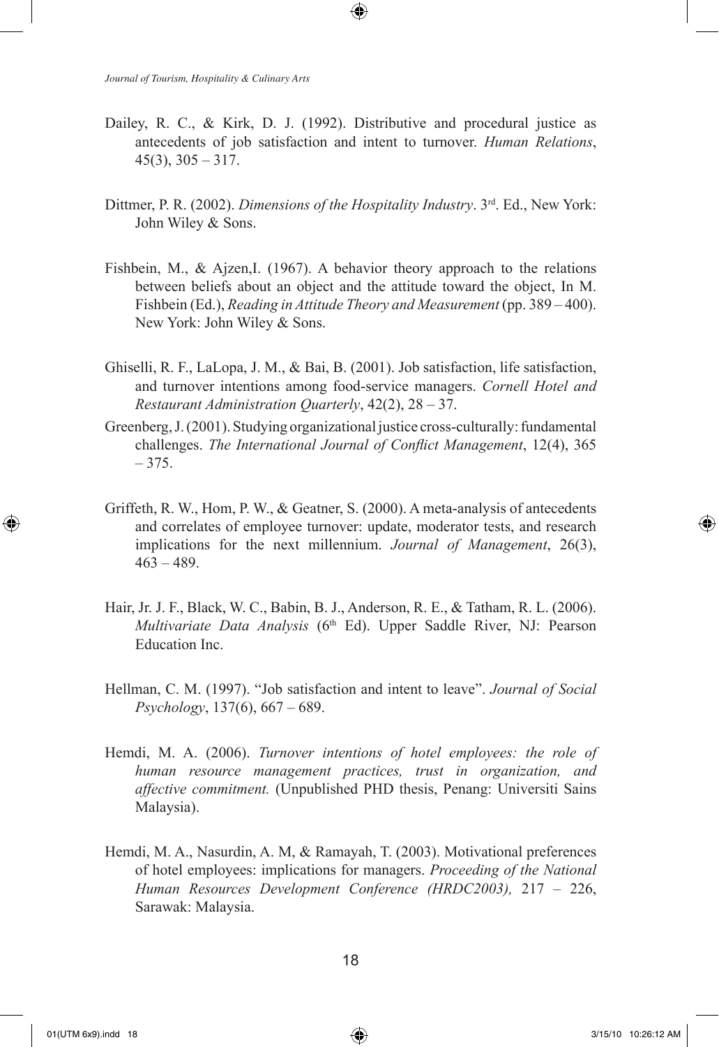Dailey, R. C., & Kirk, D. J. (1992). Distributive and procedural justice as antecedents of job satisfaction and intent to turnover. *Human Relations*, 45(3), 305 – 317.

Dittmer, P. R. (2002). *Dimensions of the Hospitality Industry*. 3rd. Ed., New York: John Wiley & Sons.

Fishbein, M., & Ajzen,I. (1967). A behavior theory approach to the relations between beliefs about an object and the attitude toward the object, In M. Fishbein (Ed.), *Reading in Attitude Theory and Measurement* (pp. 389 – 400). New York: John Wiley & Sons.

Ghiselli, R. F., LaLopa, J. M., & Bai, B. (2001). Job satisfaction, life satisfaction, and turnover intentions among food-service managers. *Cornell Hotel and Restaurant Administration Quarterly*, 42(2), 28 – 37.

Greenberg, J. (2001). Studying organizational justice cross-culturally: fundamental challenges. *The International Journal of Conflict Management*, 12(4), 365 – 375.

Griffeth, R. W., Hom, P. W., & Geatner, S. (2000). A meta-analysis of antecedents and correlates of employee turnover: update, moderator tests, and research implications for the next millennium. *Journal of Management*, 26(3), 463 – 489.

Hair, Jr. J. F., Black, W. C., Babin, B. J., Anderson, R. E., & Tatham, R. L. (2006). *Multivariate Data Analysis* (6th Ed). Upper Saddle River, NJ: Pearson Education Inc.

Hellman, C. M. (1997). "Job satisfaction and intent to leave". *Journal of Social Psychology*, 137(6), 667 – 689.

Hemdi, M. A. (2006). *Turnover intentions of hotel employees: the role of human resource management practices, trust in organization, and affective commitment.* (Unpublished PHD thesis, Penang: Universiti Sains Malaysia).

Hemdi, M. A., Nasurdin, A. M, & Ramayah, T. (2003). Motivational preferences of hotel employees: implications for managers. *Proceeding of the National Human Resources Development Conference (HRDC2003),* 217 – 226, Sarawak: Malaysia.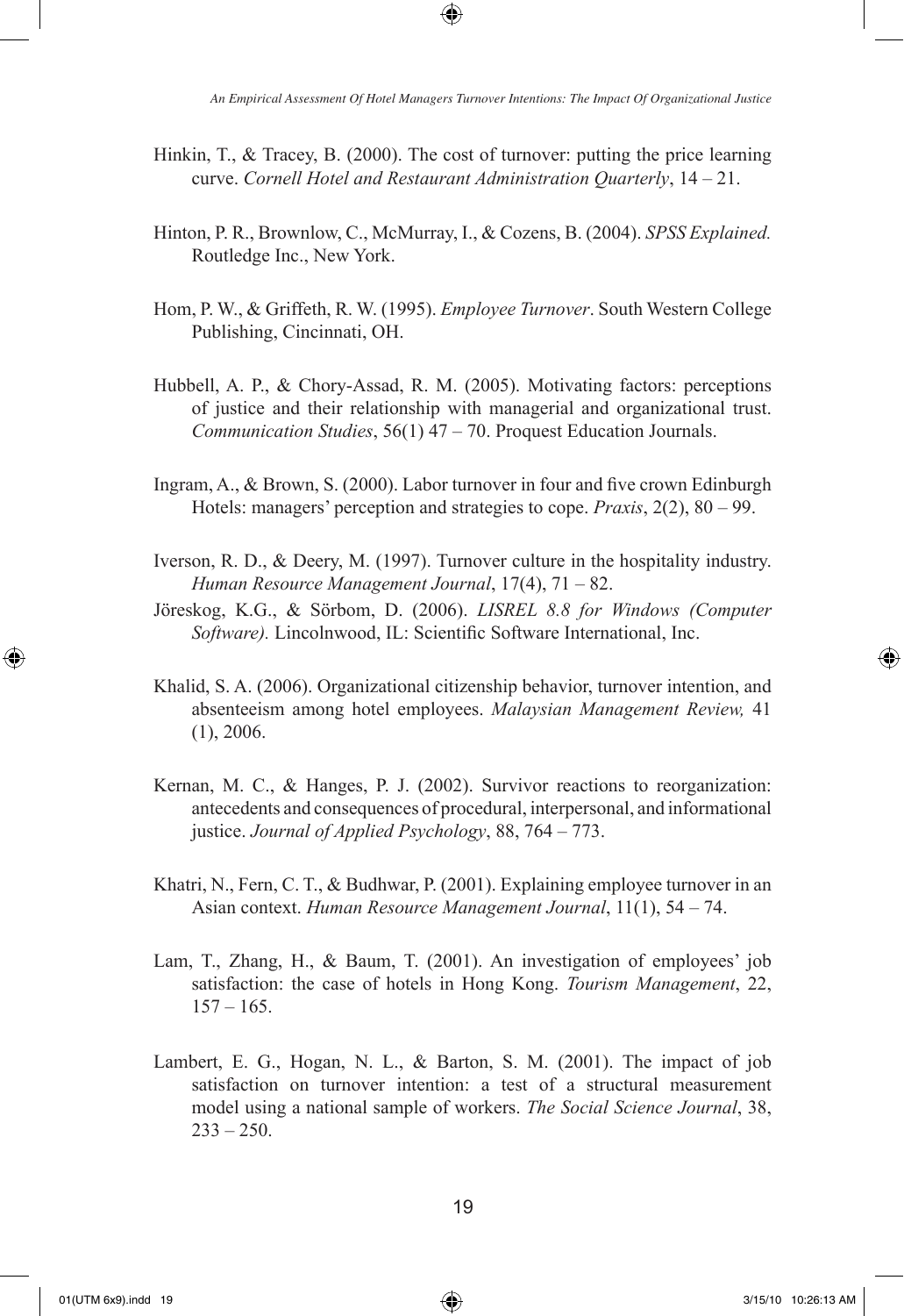Hinkin, T., & Tracey, B. (2000). The cost of turnover: putting the price learning curve. *Cornell Hotel and Restaurant Administration Quarterly*, 14 – 21.

Hinton, P. R., Brownlow, C., McMurray, I., & Cozens, B. (2004). *SPSS Explained.* Routledge Inc., New York.

Hom, P. W., & Griffeth, R. W. (1995). *Employee Turnover*. South Western College Publishing, Cincinnati, OH.

Hubbell, A. P., & Chory-Assad, R. M. (2005). Motivating factors: perceptions of justice and their relationship with managerial and organizational trust. *Communication Studies*, 56(1) 47 – 70. Proquest Education Journals.

Ingram, A., & Brown, S. (2000). Labor turnover in four and five crown Edinburgh Hotels: managers' perception and strategies to cope. *Praxis*, 2(2), 80 – 99.

Iverson, R. D., & Deery, M. (1997). Turnover culture in the hospitality industry. *Human Resource Management Journal*, 17(4), 71 – 82.

Jöreskog, K.G., & Sörbom, D. (2006). *LISREL 8.8 for Windows (Computer Software).* Lincolnwood, IL: Scientific Software International, Inc.

Khalid, S. A. (2006). Organizational citizenship behavior, turnover intention, and absenteeism among hotel employees. *Malaysian Management Review,* 41 (1), 2006.

Kernan, M. C., & Hanges, P. J. (2002). Survivor reactions to reorganization: antecedents and consequences of procedural, interpersonal, and informational justice. *Journal of Applied Psychology*, 88, 764 – 773.

Khatri, N., Fern, C. T., & Budhwar, P. (2001). Explaining employee turnover in an Asian context. *Human Resource Management Journal*, 11(1), 54 – 74.

Lam, T., Zhang, H., & Baum, T. (2001). An investigation of employees' job satisfaction: the case of hotels in Hong Kong. *Tourism Management*, 22, 157 – 165.

Lambert, E. G., Hogan, N. L., & Barton, S. M. (2001). The impact of job satisfaction on turnover intention: a test of a structural measurement model using a national sample of workers. *The Social Science Journal*, 38, 233 – 250.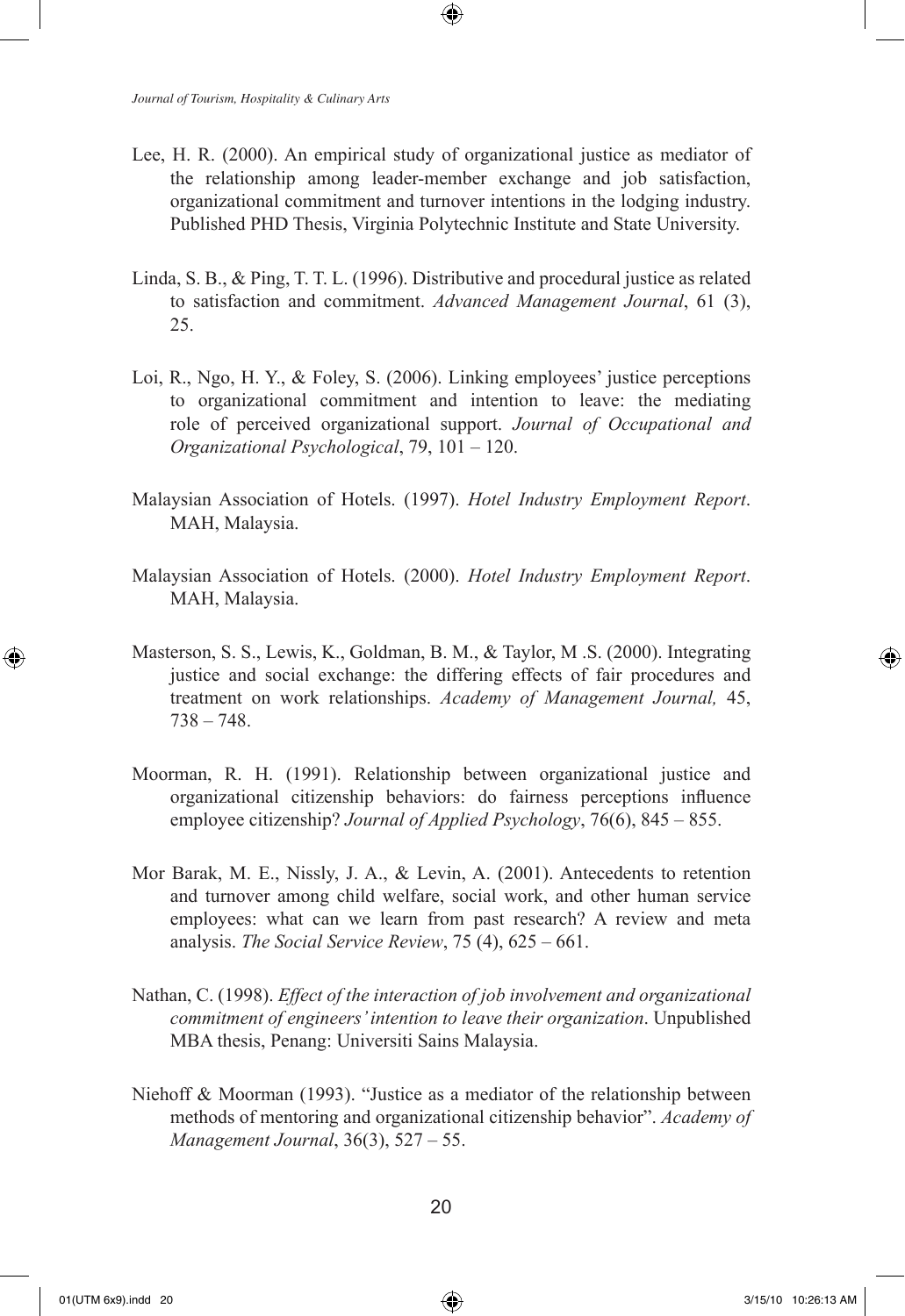Lee, H. R. (2000). An empirical study of organizational justice as mediator of the relationship among leader-member exchange and job satisfaction, organizational commitment and turnover intentions in the lodging industry. Published PHD Thesis, Virginia Polytechnic Institute and State University.

Linda, S. B., & Ping, T. T. L. (1996). Distributive and procedural justice as related to satisfaction and commitment. *Advanced Management Journal*, 61 (3), 25.

Loi, R., Ngo, H. Y., & Foley, S. (2006). Linking employees' justice perceptions to organizational commitment and intention to leave: the mediating role of perceived organizational support. *Journal of Occupational and Organizational Psychological*, 79, 101 – 120.

Malaysian Association of Hotels. (1997). *Hotel Industry Employment Report*. MAH, Malaysia.

Malaysian Association of Hotels. (2000). *Hotel Industry Employment Report*. MAH, Malaysia.

Masterson, S. S., Lewis, K., Goldman, B. M., & Taylor, M .S. (2000). Integrating justice and social exchange: the differing effects of fair procedures and treatment on work relationships. *Academy of Management Journal,* 45, 738 – 748.

Moorman, R. H. (1991). Relationship between organizational justice and organizational citizenship behaviors: do fairness perceptions influence employee citizenship? *Journal of Applied Psychology*, 76(6), 845 – 855.

Mor Barak, M. E., Nissly, J. A., & Levin, A. (2001). Antecedents to retention and turnover among child welfare, social work, and other human service employees: what can we learn from past research? A review and meta analysis. *The Social Service Review*, 75 (4), 625 – 661.

Nathan, C. (1998). *Effect of the interaction of job involvement and organizational commitment of engineers' intention to leave their organization*. Unpublished MBA thesis, Penang: Universiti Sains Malaysia.

Niehoff & Moorman (1993). "Justice as a mediator of the relationship between methods of mentoring and organizational citizenship behavior". *Academy of Management Journal*, 36(3), 527 – 55.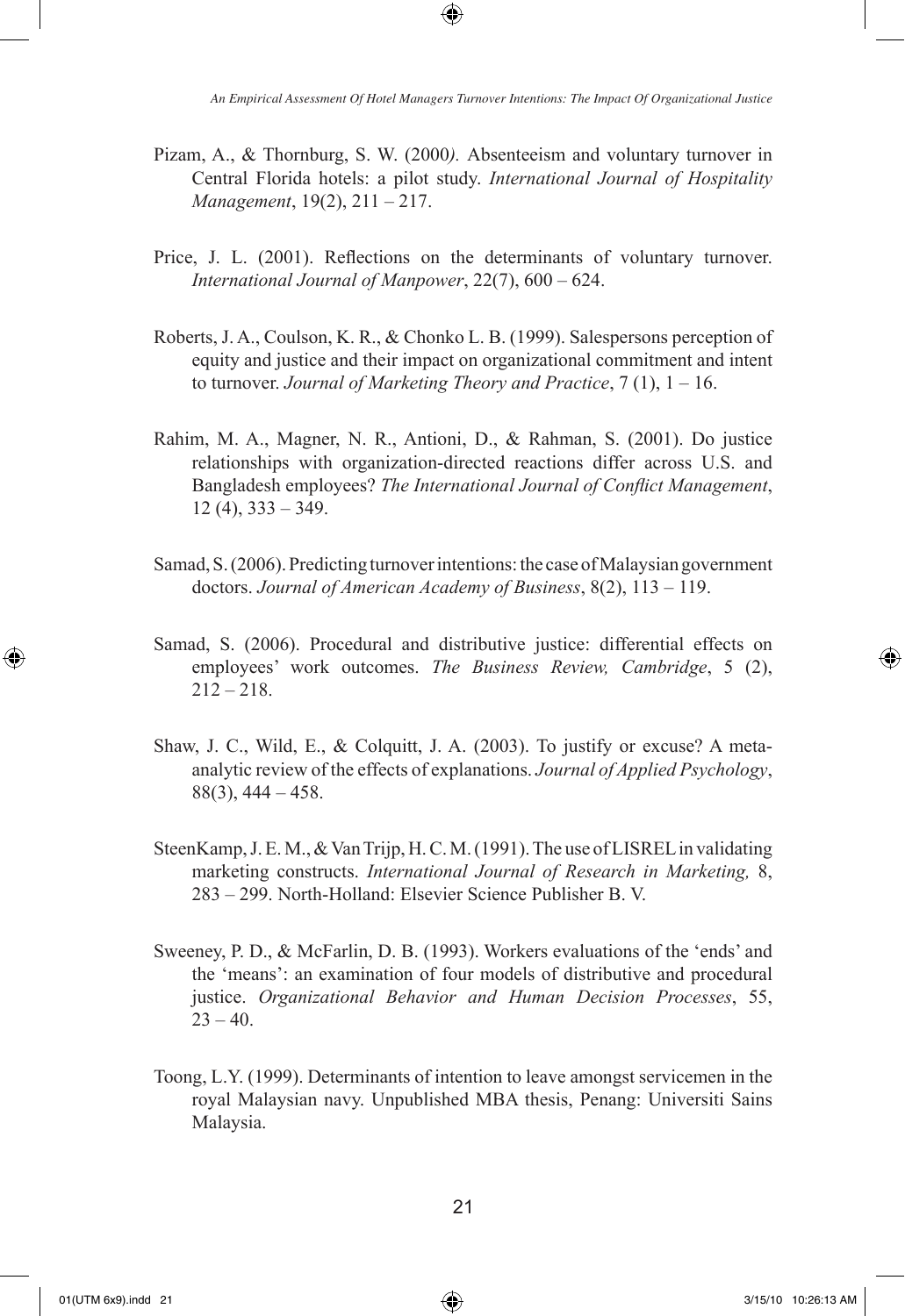Pizam, A., & Thornburg, S. W. (2000*).* Absenteeism and voluntary turnover in Central Florida hotels: a pilot study. *International Journal of Hospitality Management*, 19(2), 211 – 217.

Price, J. L. (2001). Reflections on the determinants of voluntary turnover. *International Journal of Manpower*, 22(7), 600 – 624.

Roberts, J. A., Coulson, K. R., & Chonko L. B. (1999). Salespersons perception of equity and justice and their impact on organizational commitment and intent to turnover. *Journal of Marketing Theory and Practice*, 7 (1), 1 – 16.

Rahim, M. A., Magner, N. R., Antioni, D., & Rahman, S. (2001). Do justice relationships with organization-directed reactions differ across U.S. and Bangladesh employees? *The International Journal of Conflict Management*, 12 (4), 333 – 349.

Samad, S. (2006). Predicting turnover intentions: the case of Malaysian government doctors. *Journal of American Academy of Business*, 8(2), 113 – 119.

Samad, S. (2006). Procedural and distributive justice: differential effects on employees' work outcomes. *The Business Review, Cambridge*, 5 (2), 212 – 218.

Shaw, J. C., Wild, E., & Colquitt, J. A. (2003). To justify or excuse? A meta-analytic review of the effects of explanations. *Journal of Applied Psychology*, 88(3), 444 – 458.

SteenKamp, J. E. M., & Van Trijp, H. C. M. (1991). The use of LISREL in validating marketing constructs. *International Journal of Research in Marketing,* 8, 283 – 299. North-Holland: Elsevier Science Publisher B. V.

Sweeney, P. D., & McFarlin, D. B. (1993). Workers evaluations of the 'ends' and the 'means': an examination of four models of distributive and procedural justice. *Organizational Behavior and Human Decision Processes*, 55, 23 – 40.

Toong, L.Y. (1999). Determinants of intention to leave amongst servicemen in the royal Malaysian navy. Unpublished MBA thesis, Penang: Universiti Sains Malaysia.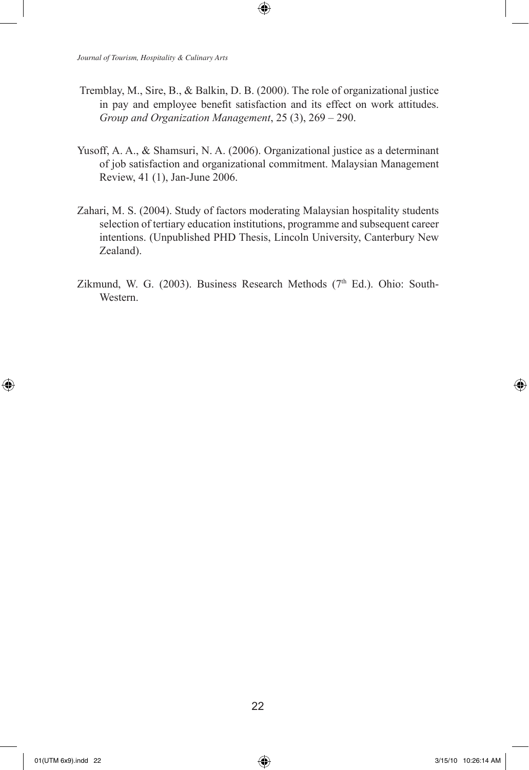Tremblay, M., Sire, B., & Balkin, D. B. (2000). The role of organizational justice in pay and employee benefit satisfaction and its effect on work attitudes. *Group and Organization Management*, 25 (3), 269 – 290.

Yusoff, A. A., & Shamsuri, N. A. (2006). Organizational justice as a determinant of job satisfaction and organizational commitment. Malaysian Management Review, 41 (1), Jan-June 2006.

Zahari, M. S. (2004). Study of factors moderating Malaysian hospitality students selection of tertiary education institutions, programme and subsequent career intentions. (Unpublished PHD Thesis, Lincoln University, Canterbury New Zealand).

Zikmund, W. G. (2003). Business Research Methods (7th Ed.). Ohio: South-Western.